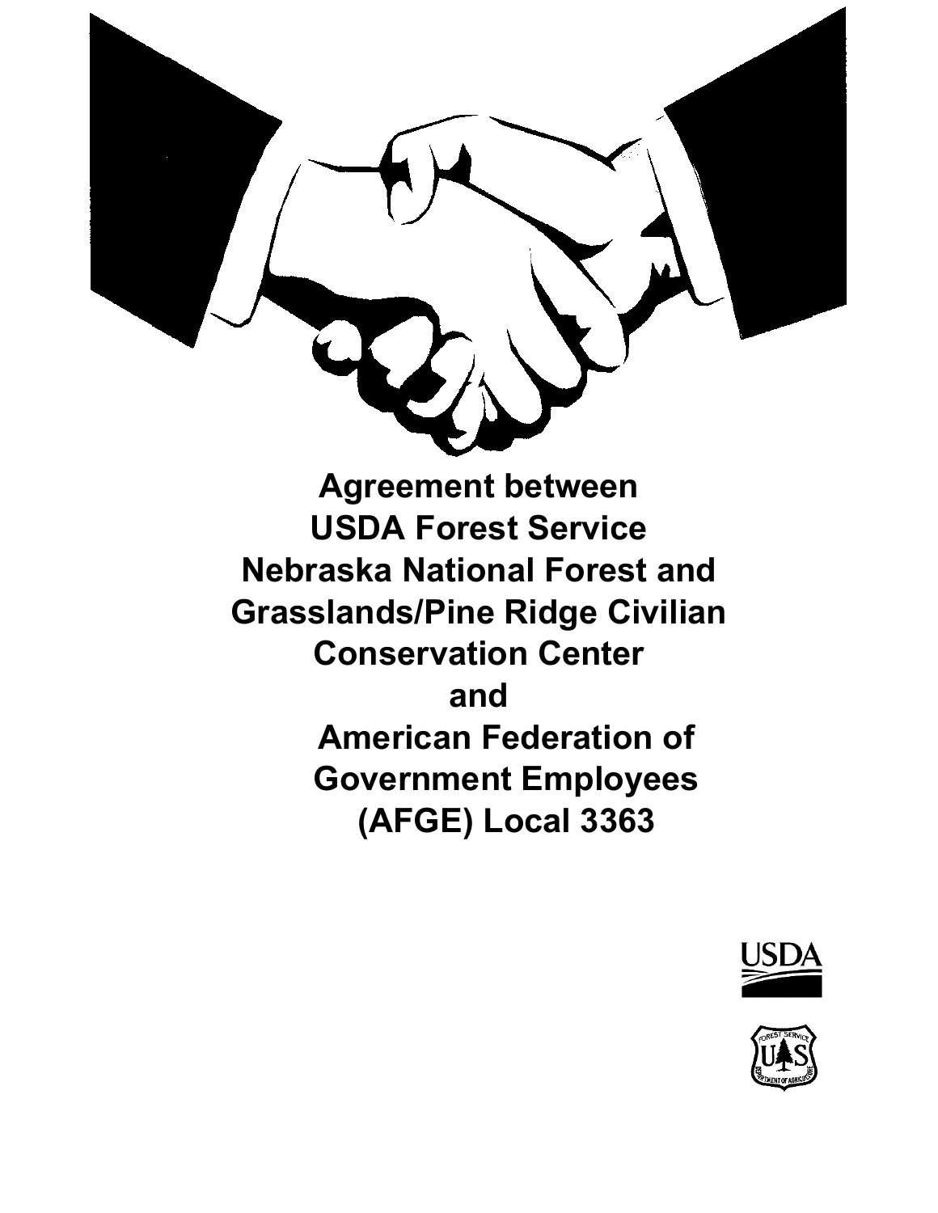# Agreement between USDA Forest Service Nebraska National Forest and Grasslands/Pine Ridge Civilian Conservation Center and American Federation of Government Employees (AFGE) Local 3363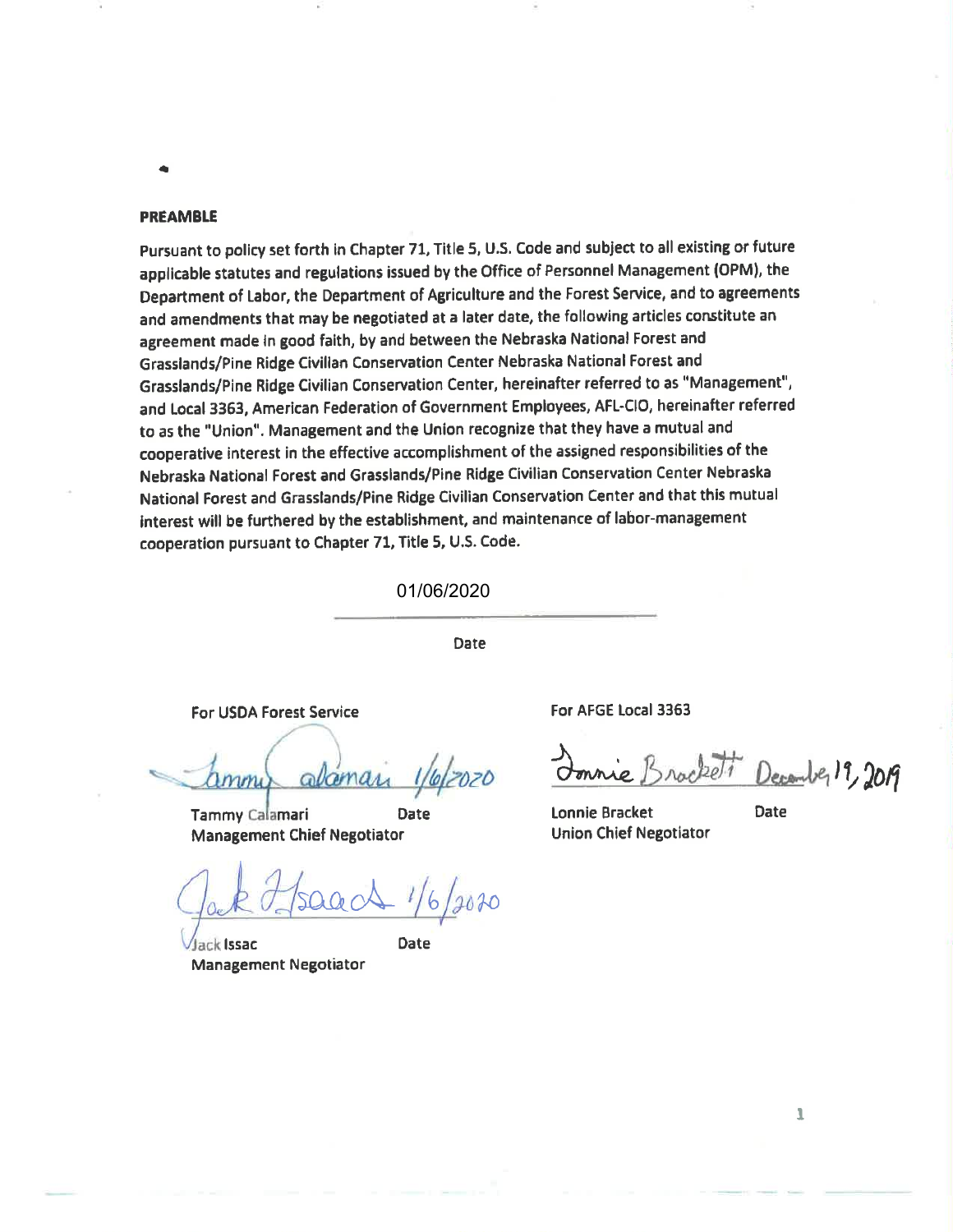## PREAMBLE

Pursuant to policy set forth in Chapter 71, Title 5, U.S. Code and subject to all existing or future applicable statutes and regulations issued by the Office of Personnel Management (OPM), the Department of Labor, the Department of Agriculture and the Forest Service, and to agreements and amendments that may be negotiated at a later date, the following articles constitute an agreement made in good faith, by and between the Nebraska National Forest and Grasslands/Pine Ridge Civilian Conservation Center Nebraska National Forest and Grasslands/Pine Ridge Civilian Conservation Center, hereinafter referred to as "Management", and Local 3363, American Federation of Government Employees, AFL-CIO, hereinafter referred to as the "Union". Management and the Union recognize that they have a mutual and cooperative interest in the effective accomplishment of the assigned responsibilities of the Nebraska National Forest and Grasslands/Pine Ridge Civilian Conservation Center Nebraska National Forest and Grasslands/Pine Ridge Civilian Conservation Center and that this mutual interest will be furthered by the establishment, and maintenance of labor-management cooperation pursuant to Chapter 71, Title 5, U.S. Code.

01/06/2020

Date

For USDA Forest Service

Tammy Calamari 1/6/2020

Tammy Calamari — Date
Management Chief Negotiator

Jack Issac 1/6/2020

Jack Issac — Date
Management Negotiator

For AFGE Local 3363

Lonnie Brackett December 19, 2019

Lonnie Bracket — Date
Union Chief Negotiator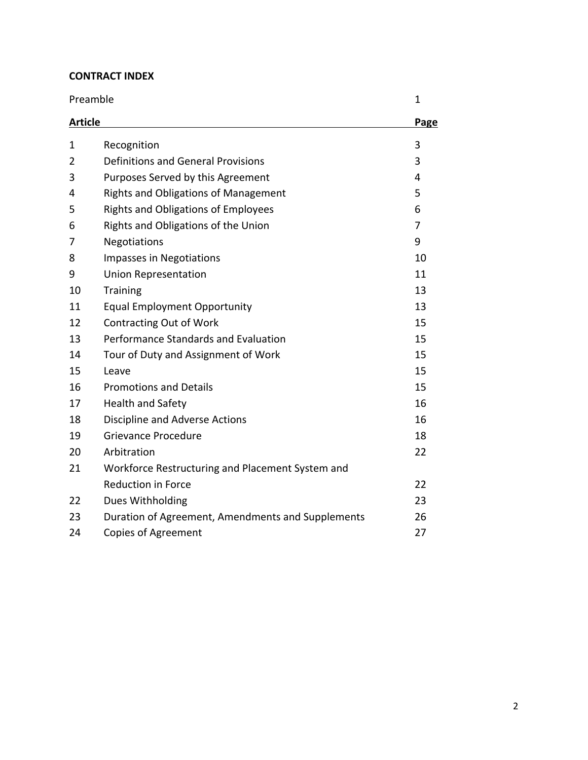**CONTRACT INDEX**

| | | |
|---|---|---|
| Preamble | | 1 |
| **Article** | | **Page** |
| 1 | Recognition | 3 |
| 2 | Definitions and General Provisions | 3 |
| 3 | Purposes Served by this Agreement | 4 |
| 4 | Rights and Obligations of Management | 5 |
| 5 | Rights and Obligations of Employees | 6 |
| 6 | Rights and Obligations of the Union | 7 |
| 7 | Negotiations | 9 |
| 8 | Impasses in Negotiations | 10 |
| 9 | Union Representation | 11 |
| 10 | Training | 13 |
| 11 | Equal Employment Opportunity | 13 |
| 12 | Contracting Out of Work | 15 |
| 13 | Performance Standards and Evaluation | 15 |
| 14 | Tour of Duty and Assignment of Work | 15 |
| 15 | Leave | 15 |
| 16 | Promotions and Details | 15 |
| 17 | Health and Safety | 16 |
| 18 | Discipline and Adverse Actions | 16 |
| 19 | Grievance Procedure | 18 |
| 20 | Arbitration | 22 |
| 21 | Workforce Restructuring and Placement System and Reduction in Force | 22 |
| 22 | Dues Withholding | 23 |
| 23 | Duration of Agreement, Amendments and Supplements | 26 |
| 24 | Copies of Agreement | 27 |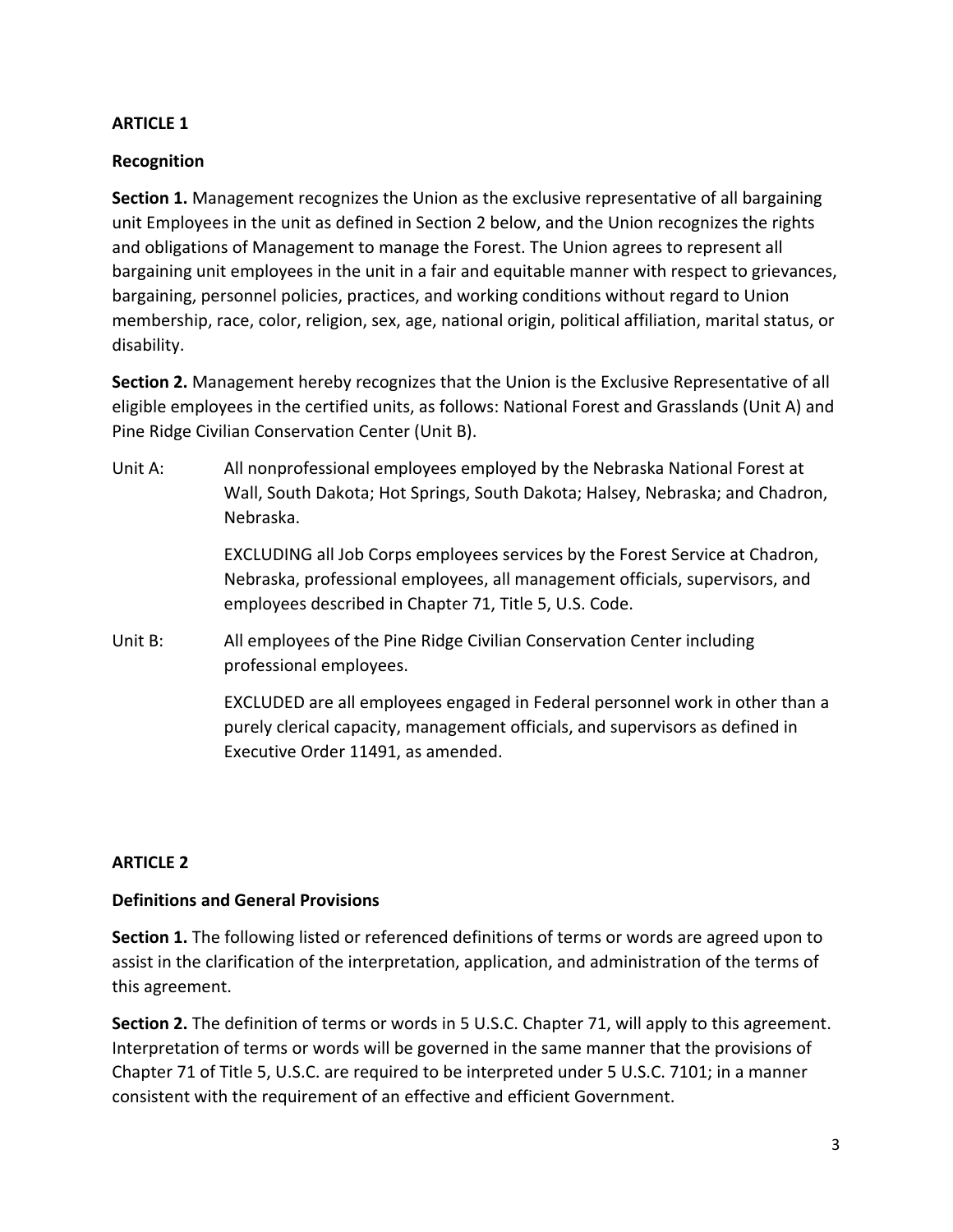## ARTICLE 1

### Recognition

**Section 1.** Management recognizes the Union as the exclusive representative of all bargaining unit Employees in the unit as defined in Section 2 below, and the Union recognizes the rights and obligations of Management to manage the Forest. The Union agrees to represent all bargaining unit employees in the unit in a fair and equitable manner with respect to grievances, bargaining, personnel policies, practices, and working conditions without regard to Union membership, race, color, religion, sex, age, national origin, political affiliation, marital status, or disability.

**Section 2.** Management hereby recognizes that the Union is the Exclusive Representative of all eligible employees in the certified units, as follows: National Forest and Grasslands (Unit A) and Pine Ridge Civilian Conservation Center (Unit B).

Unit A: All nonprofessional employees employed by the Nebraska National Forest at Wall, South Dakota; Hot Springs, South Dakota; Halsey, Nebraska; and Chadron, Nebraska.

EXCLUDING all Job Corps employees services by the Forest Service at Chadron, Nebraska, professional employees, all management officials, supervisors, and employees described in Chapter 71, Title 5, U.S. Code.

Unit B: All employees of the Pine Ridge Civilian Conservation Center including professional employees.

EXCLUDED are all employees engaged in Federal personnel work in other than a purely clerical capacity, management officials, and supervisors as defined in Executive Order 11491, as amended.

## ARTICLE 2

### Definitions and General Provisions

**Section 1.** The following listed or referenced definitions of terms or words are agreed upon to assist in the clarification of the interpretation, application, and administration of the terms of this agreement.

**Section 2.** The definition of terms or words in 5 U.S.C. Chapter 71, will apply to this agreement. Interpretation of terms or words will be governed in the same manner that the provisions of Chapter 71 of Title 5, U.S.C. are required to be interpreted under 5 U.S.C. 7101; in a manner consistent with the requirement of an effective and efficient Government.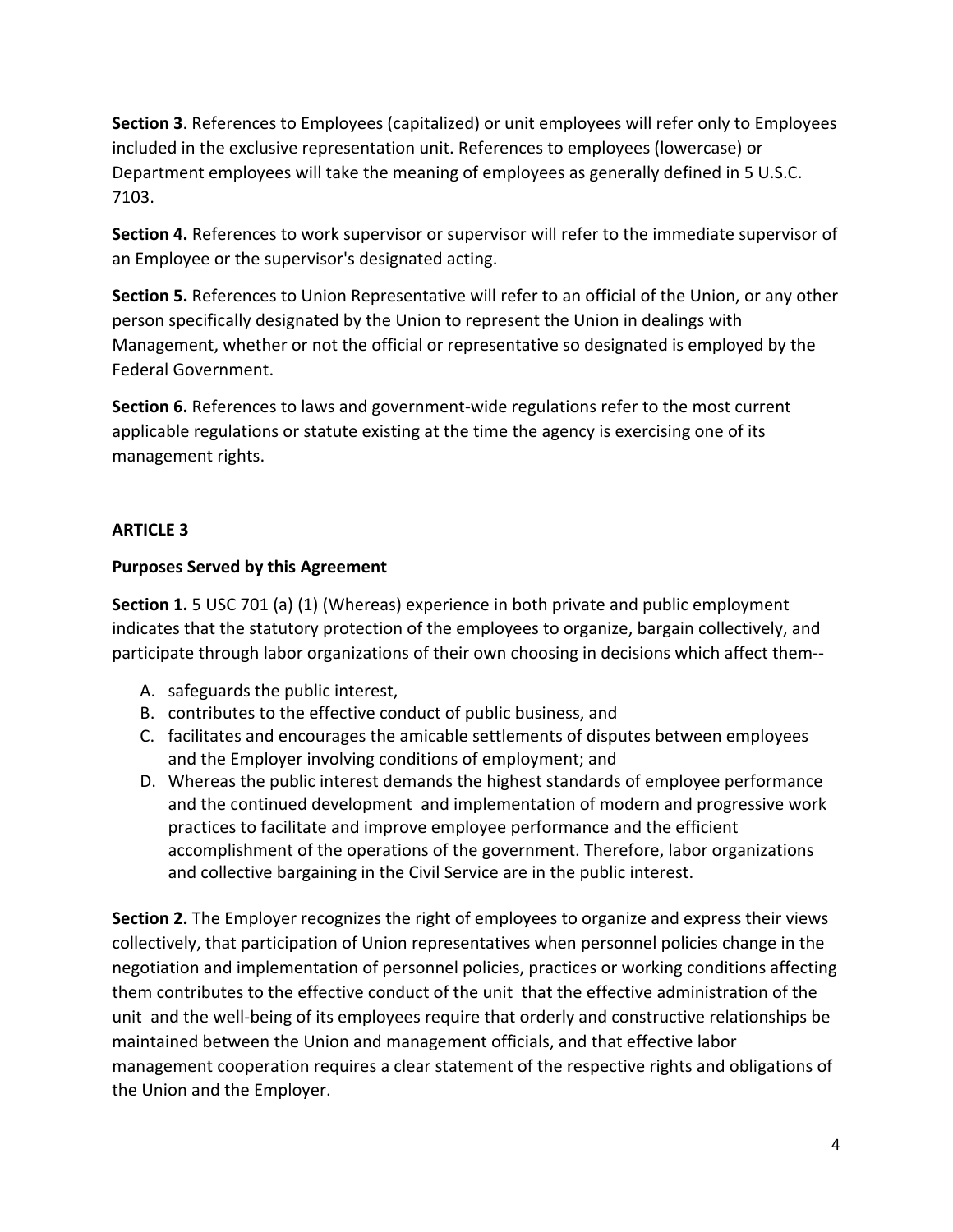**Section 3**. References to Employees (capitalized) or unit employees will refer only to Employees included in the exclusive representation unit. References to employees (lowercase) or Department employees will take the meaning of employees as generally defined in 5 U.S.C. 7103.

**Section 4.** References to work supervisor or supervisor will refer to the immediate supervisor of an Employee or the supervisor's designated acting.

**Section 5.** References to Union Representative will refer to an official of the Union, or any other person specifically designated by the Union to represent the Union in dealings with Management, whether or not the official or representative so designated is employed by the Federal Government.

**Section 6.** References to laws and government-wide regulations refer to the most current applicable regulations or statute existing at the time the agency is exercising one of its management rights.

## ARTICLE 3

### Purposes Served by this Agreement

**Section 1.** 5 USC 701 (a) (1) (Whereas) experience in both private and public employment indicates that the statutory protection of the employees to organize, bargain collectively, and participate through labor organizations of their own choosing in decisions which affect them--

A. safeguards the public interest,
B. contributes to the effective conduct of public business, and
C. facilitates and encourages the amicable settlements of disputes between employees and the Employer involving conditions of employment; and
D. Whereas the public interest demands the highest standards of employee performance and the continued development and implementation of modern and progressive work practices to facilitate and improve employee performance and the efficient accomplishment of the operations of the government. Therefore, labor organizations and collective bargaining in the Civil Service are in the public interest.

**Section 2.** The Employer recognizes the right of employees to organize and express their views collectively, that participation of Union representatives when personnel policies change in the negotiation and implementation of personnel policies, practices or working conditions affecting them contributes to the effective conduct of the unit that the effective administration of the unit and the well-being of its employees require that orderly and constructive relationships be maintained between the Union and management officials, and that effective labor management cooperation requires a clear statement of the respective rights and obligations of the Union and the Employer.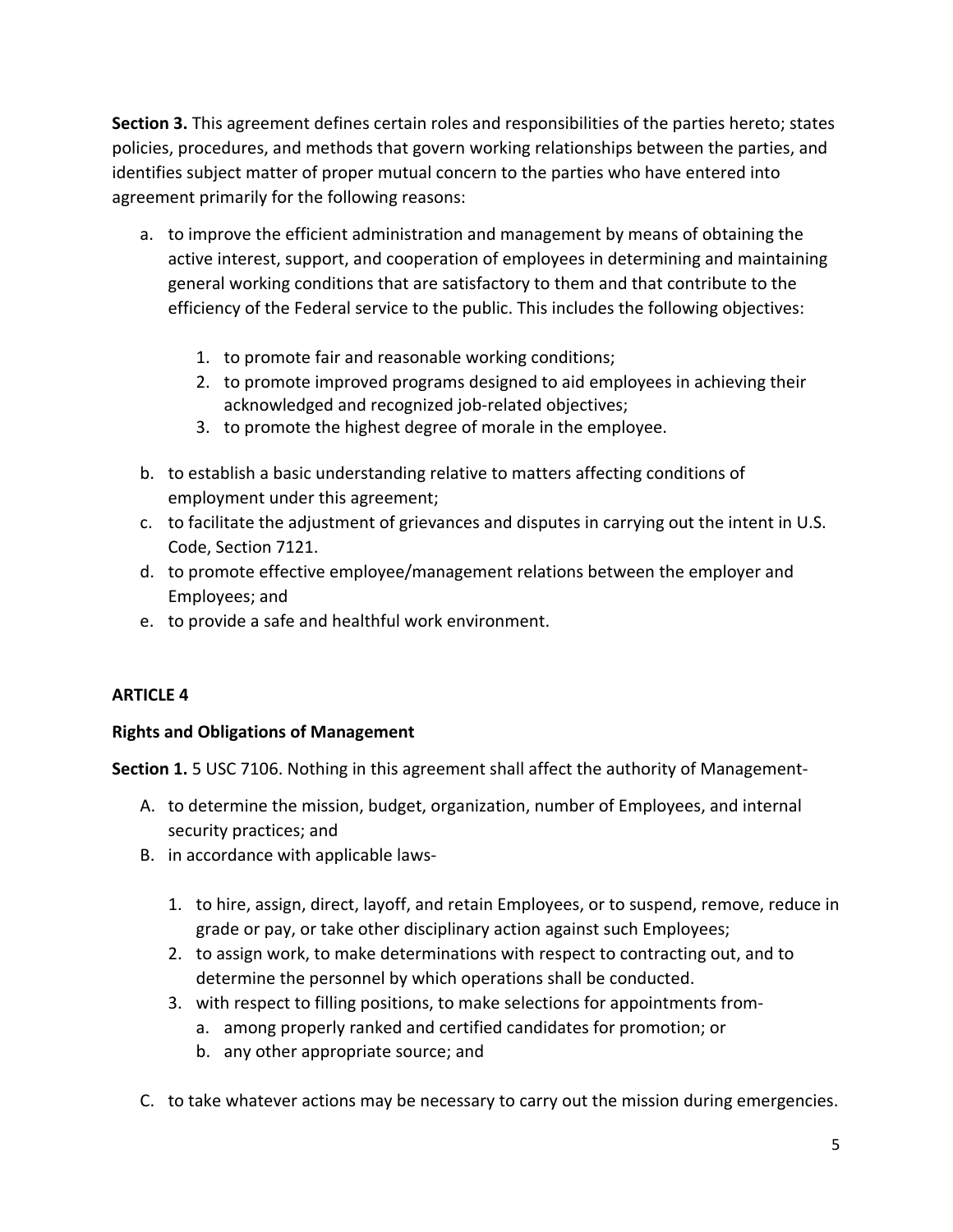**Section 3.** This agreement defines certain roles and responsibilities of the parties hereto; states policies, procedures, and methods that govern working relationships between the parties, and identifies subject matter of proper mutual concern to the parties who have entered into agreement primarily for the following reasons:

a. to improve the efficient administration and management by means of obtaining the active interest, support, and cooperation of employees in determining and maintaining general working conditions that are satisfactory to them and that contribute to the efficiency of the Federal service to the public. This includes the following objectives:

    1. to promote fair and reasonable working conditions;
    2. to promote improved programs designed to aid employees in achieving their acknowledged and recognized job-related objectives;
    3. to promote the highest degree of morale in the employee.

b. to establish a basic understanding relative to matters affecting conditions of employment under this agreement;
c. to facilitate the adjustment of grievances and disputes in carrying out the intent in U.S. Code, Section 7121.
d. to promote effective employee/management relations between the employer and Employees; and
e. to provide a safe and healthful work environment.

## ARTICLE 4

### Rights and Obligations of Management

**Section 1.** 5 USC 7106. Nothing in this agreement shall affect the authority of Management-

A. to determine the mission, budget, organization, number of Employees, and internal security practices; and
B. in accordance with applicable laws-

    1. to hire, assign, direct, layoff, and retain Employees, or to suspend, remove, reduce in grade or pay, or take other disciplinary action against such Employees;
    2. to assign work, to make determinations with respect to contracting out, and to determine the personnel by which operations shall be conducted.
    3. with respect to filling positions, to make selections for appointments from-
        a. among properly ranked and certified candidates for promotion; or
        b. any other appropriate source; and

C. to take whatever actions may be necessary to carry out the mission during emergencies.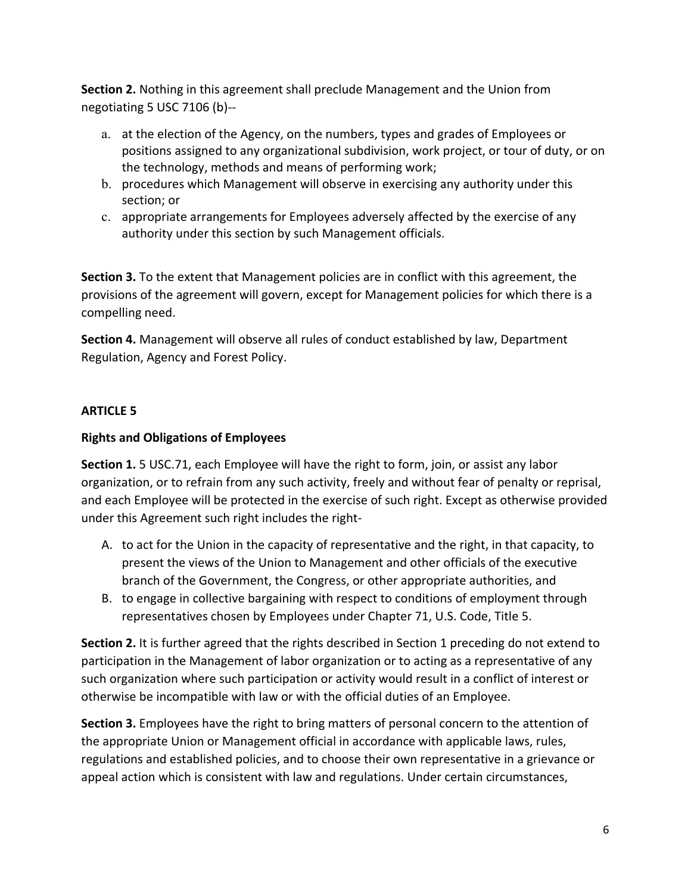**Section 2.** Nothing in this agreement shall preclude Management and the Union from negotiating 5 USC 7106 (b)--

a. at the election of the Agency, on the numbers, types and grades of Employees or positions assigned to any organizational subdivision, work project, or tour of duty, or on the technology, methods and means of performing work;
b. procedures which Management will observe in exercising any authority under this section; or
c. appropriate arrangements for Employees adversely affected by the exercise of any authority under this section by such Management officials.

**Section 3.** To the extent that Management policies are in conflict with this agreement, the provisions of the agreement will govern, except for Management policies for which there is a compelling need.

**Section 4.** Management will observe all rules of conduct established by law, Department Regulation, Agency and Forest Policy.

## ARTICLE 5

### Rights and Obligations of Employees

**Section 1.** 5 USC.71, each Employee will have the right to form, join, or assist any labor organization, or to refrain from any such activity, freely and without fear of penalty or reprisal, and each Employee will be protected in the exercise of such right. Except as otherwise provided under this Agreement such right includes the right-

A. to act for the Union in the capacity of representative and the right, in that capacity, to present the views of the Union to Management and other officials of the executive branch of the Government, the Congress, or other appropriate authorities, and
B. to engage in collective bargaining with respect to conditions of employment through representatives chosen by Employees under Chapter 71, U.S. Code, Title 5.

**Section 2.** It is further agreed that the rights described in Section 1 preceding do not extend to participation in the Management of labor organization or to acting as a representative of any such organization where such participation or activity would result in a conflict of interest or otherwise be incompatible with law or with the official duties of an Employee.

**Section 3.** Employees have the right to bring matters of personal concern to the attention of the appropriate Union or Management official in accordance with applicable laws, rules, regulations and established policies, and to choose their own representative in a grievance or appeal action which is consistent with law and regulations. Under certain circumstances,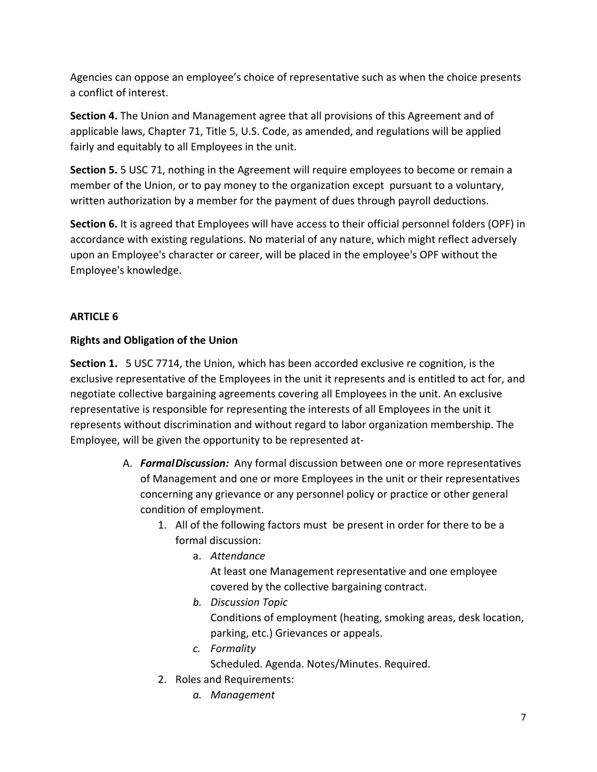Agencies can oppose an employee's choice of representative such as when the choice presents a conflict of interest.

**Section 4.** The Union and Management agree that all provisions of this Agreement and of applicable laws, Chapter 71, Title 5, U.S. Code, as amended, and regulations will be applied fairly and equitably to all Employees in the unit.

**Section 5.** 5 USC 71, nothing in the Agreement will require employees to become or remain a member of the Union, or to pay money to the organization except pursuant to a voluntary, written authorization by a member for the payment of dues through payroll deductions.

**Section 6.** It is agreed that Employees will have access to their official personnel folders (OPF) in accordance with existing regulations. No material of any nature, which might reflect adversely upon an Employee's character or career, will be placed in the employee's OPF without the Employee's knowledge.

**ARTICLE 6**

**Rights and Obligation of the Union**

**Section 1.** 5 USC 7714, the Union, which has been accorded exclusive re cognition, is the exclusive representative of the Employees in the unit it represents and is entitled to act for, and negotiate collective bargaining agreements covering all Employees in the unit. An exclusive representative is responsible for representing the interests of all Employees in the unit it represents without discrimination and without regard to labor organization membership. The Employee, will be given the opportunity to be represented at-

A. ***Formal Discussion:*** Any formal discussion between one or more representatives of Management and one or more Employees in the unit or their representatives concerning any grievance or any personnel policy or practice or other general condition of employment.
   1. All of the following factors must be present in order for there to be a formal discussion:
      a. *Attendance*
         At least one Management representative and one employee covered by the collective bargaining contract.
      b. *Discussion Topic*
         Conditions of employment (heating, smoking areas, desk location, parking, etc.) Grievances or appeals.
      c. *Formality*
         Scheduled. Agenda. Notes/Minutes. Required.
   2. Roles and Requirements:
      a. *Management*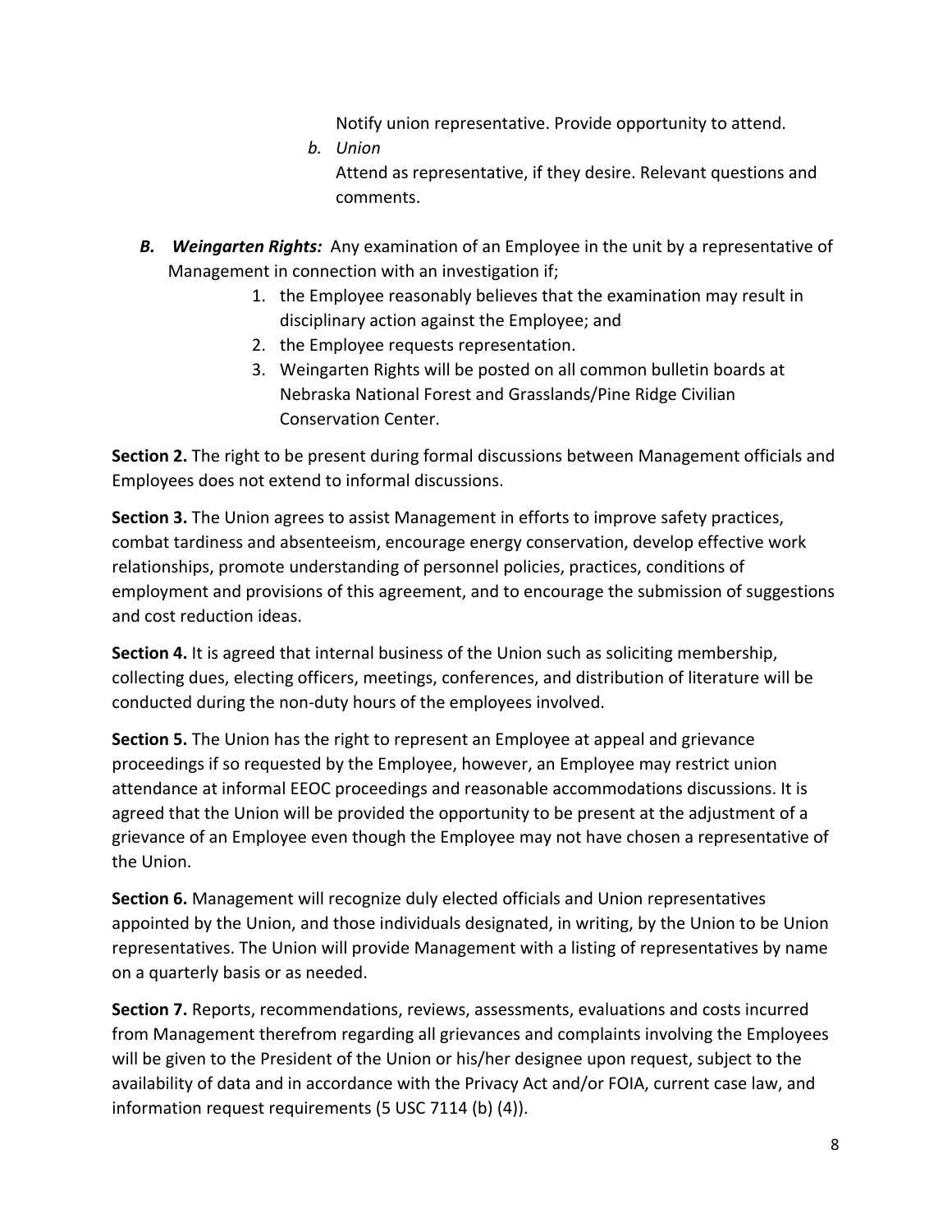Notify union representative. Provide opportunity to attend.

*b. Union*

Attend as representative, if they desire. Relevant questions and comments.

***B. Weingarten Rights:*** Any examination of an Employee in the unit by a representative of Management in connection with an investigation if;

1. the Employee reasonably believes that the examination may result in disciplinary action against the Employee; and
2. the Employee requests representation.
3. Weingarten Rights will be posted on all common bulletin boards at Nebraska National Forest and Grasslands/Pine Ridge Civilian Conservation Center.

**Section 2.** The right to be present during formal discussions between Management officials and Employees does not extend to informal discussions.

**Section 3.** The Union agrees to assist Management in efforts to improve safety practices, combat tardiness and absenteeism, encourage energy conservation, develop effective work relationships, promote understanding of personnel policies, practices, conditions of employment and provisions of this agreement, and to encourage the submission of suggestions and cost reduction ideas.

**Section 4.** It is agreed that internal business of the Union such as soliciting membership, collecting dues, electing officers, meetings, conferences, and distribution of literature will be conducted during the non-duty hours of the employees involved.

**Section 5.** The Union has the right to represent an Employee at appeal and grievance proceedings if so requested by the Employee, however, an Employee may restrict union attendance at informal EEOC proceedings and reasonable accommodations discussions. It is agreed that the Union will be provided the opportunity to be present at the adjustment of a grievance of an Employee even though the Employee may not have chosen a representative of the Union.

**Section 6.** Management will recognize duly elected officials and Union representatives appointed by the Union, and those individuals designated, in writing, by the Union to be Union representatives. The Union will provide Management with a listing of representatives by name on a quarterly basis or as needed.

**Section 7.** Reports, recommendations, reviews, assessments, evaluations and costs incurred from Management therefrom regarding all grievances and complaints involving the Employees will be given to the President of the Union or his/her designee upon request, subject to the availability of data and in accordance with the Privacy Act and/or FOIA, current case law, and information request requirements (5 USC 7114 (b) (4)).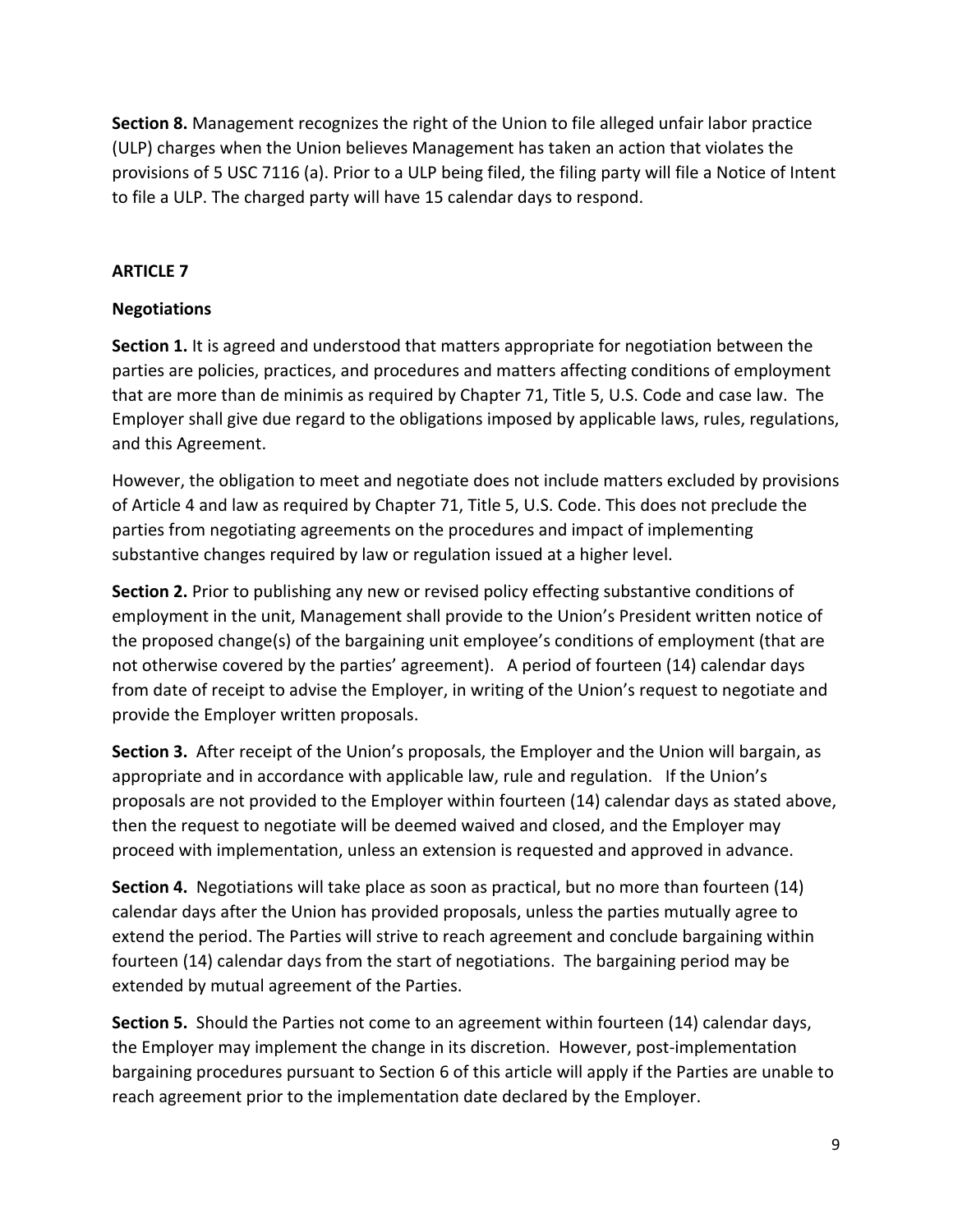**Section 8.** Management recognizes the right of the Union to file alleged unfair labor practice (ULP) charges when the Union believes Management has taken an action that violates the provisions of 5 USC 7116 (a). Prior to a ULP being filed, the filing party will file a Notice of Intent to file a ULP. The charged party will have 15 calendar days to respond.

## ARTICLE 7

### Negotiations

**Section 1.** It is agreed and understood that matters appropriate for negotiation between the parties are policies, practices, and procedures and matters affecting conditions of employment that are more than de minimis as required by Chapter 71, Title 5, U.S. Code and case law. The Employer shall give due regard to the obligations imposed by applicable laws, rules, regulations, and this Agreement.

However, the obligation to meet and negotiate does not include matters excluded by provisions of Article 4 and law as required by Chapter 71, Title 5, U.S. Code. This does not preclude the parties from negotiating agreements on the procedures and impact of implementing substantive changes required by law or regulation issued at a higher level.

**Section 2.** Prior to publishing any new or revised policy effecting substantive conditions of employment in the unit, Management shall provide to the Union's President written notice of the proposed change(s) of the bargaining unit employee's conditions of employment (that are not otherwise covered by the parties' agreement). A period of fourteen (14) calendar days from date of receipt to advise the Employer, in writing of the Union's request to negotiate and provide the Employer written proposals.

**Section 3.** After receipt of the Union's proposals, the Employer and the Union will bargain, as appropriate and in accordance with applicable law, rule and regulation. If the Union's proposals are not provided to the Employer within fourteen (14) calendar days as stated above, then the request to negotiate will be deemed waived and closed, and the Employer may proceed with implementation, unless an extension is requested and approved in advance.

**Section 4.** Negotiations will take place as soon as practical, but no more than fourteen (14) calendar days after the Union has provided proposals, unless the parties mutually agree to extend the period. The Parties will strive to reach agreement and conclude bargaining within fourteen (14) calendar days from the start of negotiations. The bargaining period may be extended by mutual agreement of the Parties.

**Section 5.** Should the Parties not come to an agreement within fourteen (14) calendar days, the Employer may implement the change in its discretion. However, post-implementation bargaining procedures pursuant to Section 6 of this article will apply if the Parties are unable to reach agreement prior to the implementation date declared by the Employer.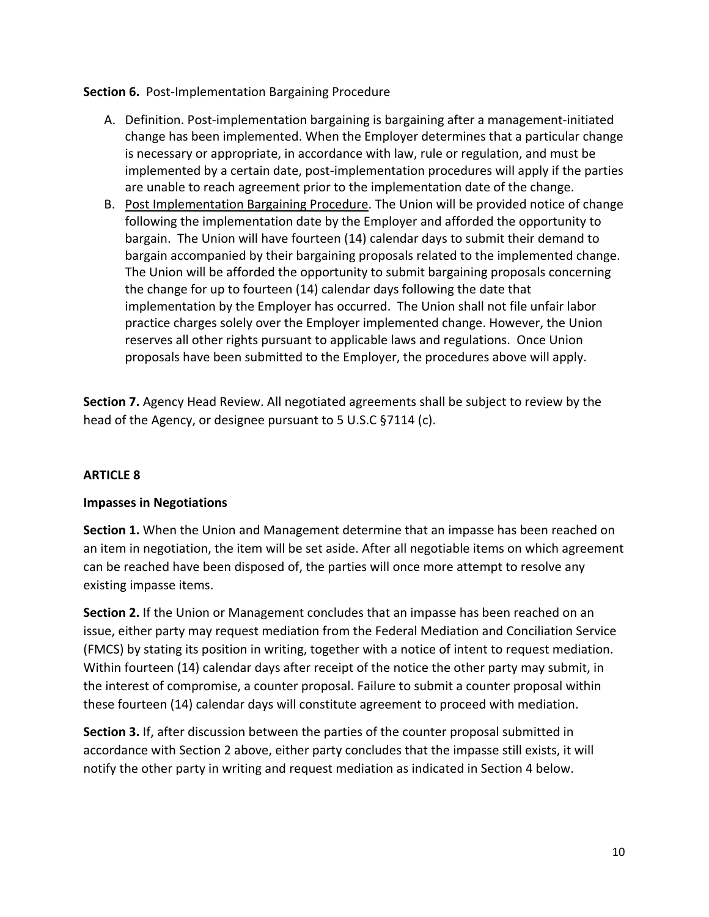**Section 6.** Post-Implementation Bargaining Procedure

A. Definition. Post-implementation bargaining is bargaining after a management-initiated change has been implemented. When the Employer determines that a particular change is necessary or appropriate, in accordance with law, rule or regulation, and must be implemented by a certain date, post-implementation procedures will apply if the parties are unable to reach agreement prior to the implementation date of the change.
B. Post Implementation Bargaining Procedure. The Union will be provided notice of change following the implementation date by the Employer and afforded the opportunity to bargain. The Union will have fourteen (14) calendar days to submit their demand to bargain accompanied by their bargaining proposals related to the implemented change. The Union will be afforded the opportunity to submit bargaining proposals concerning the change for up to fourteen (14) calendar days following the date that implementation by the Employer has occurred. The Union shall not file unfair labor practice charges solely over the Employer implemented change. However, the Union reserves all other rights pursuant to applicable laws and regulations. Once Union proposals have been submitted to the Employer, the procedures above will apply.

**Section 7.** Agency Head Review. All negotiated agreements shall be subject to review by the head of the Agency, or designee pursuant to 5 U.S.C §7114 (c).

## ARTICLE 8

### Impasses in Negotiations

**Section 1.** When the Union and Management determine that an impasse has been reached on an item in negotiation, the item will be set aside. After all negotiable items on which agreement can be reached have been disposed of, the parties will once more attempt to resolve any existing impasse items.

**Section 2.** If the Union or Management concludes that an impasse has been reached on an issue, either party may request mediation from the Federal Mediation and Conciliation Service (FMCS) by stating its position in writing, together with a notice of intent to request mediation. Within fourteen (14) calendar days after receipt of the notice the other party may submit, in the interest of compromise, a counter proposal. Failure to submit a counter proposal within these fourteen (14) calendar days will constitute agreement to proceed with mediation.

**Section 3.** If, after discussion between the parties of the counter proposal submitted in accordance with Section 2 above, either party concludes that the impasse still exists, it will notify the other party in writing and request mediation as indicated in Section 4 below.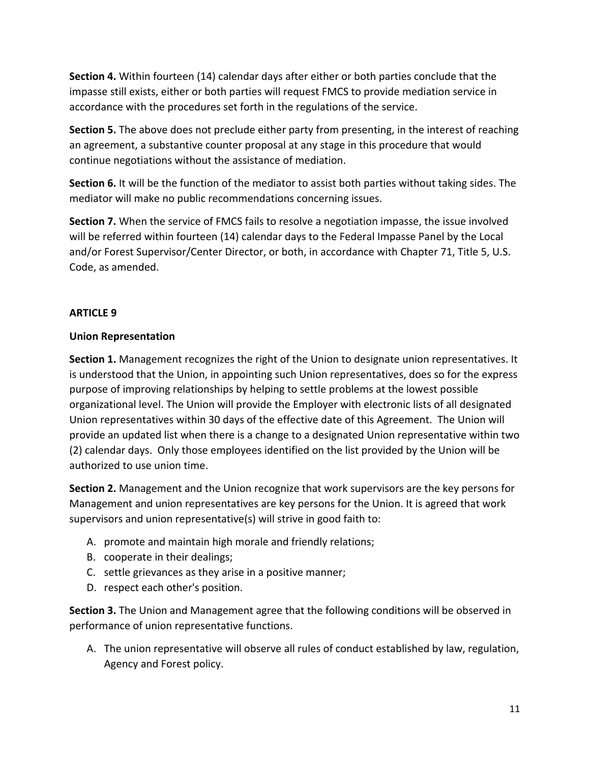**Section 4.** Within fourteen (14) calendar days after either or both parties conclude that the impasse still exists, either or both parties will request FMCS to provide mediation service in accordance with the procedures set forth in the regulations of the service.

**Section 5.** The above does not preclude either party from presenting, in the interest of reaching an agreement, a substantive counter proposal at any stage in this procedure that would continue negotiations without the assistance of mediation.

**Section 6.** It will be the function of the mediator to assist both parties without taking sides. The mediator will make no public recommendations concerning issues.

**Section 7.** When the service of FMCS fails to resolve a negotiation impasse, the issue involved will be referred within fourteen (14) calendar days to the Federal Impasse Panel by the Local and/or Forest Supervisor/Center Director, or both, in accordance with Chapter 71, Title 5, U.S. Code, as amended.

## ARTICLE 9

### Union Representation

**Section 1.** Management recognizes the right of the Union to designate union representatives. It is understood that the Union, in appointing such Union representatives, does so for the express purpose of improving relationships by helping to settle problems at the lowest possible organizational level. The Union will provide the Employer with electronic lists of all designated Union representatives within 30 days of the effective date of this Agreement. The Union will provide an updated list when there is a change to a designated Union representative within two (2) calendar days. Only those employees identified on the list provided by the Union will be authorized to use union time.

**Section 2.** Management and the Union recognize that work supervisors are the key persons for Management and union representatives are key persons for the Union. It is agreed that work supervisors and union representative(s) will strive in good faith to:

A. promote and maintain high morale and friendly relations;
B. cooperate in their dealings;
C. settle grievances as they arise in a positive manner;
D. respect each other's position.

**Section 3.** The Union and Management agree that the following conditions will be observed in performance of union representative functions.

A. The union representative will observe all rules of conduct established by law, regulation, Agency and Forest policy.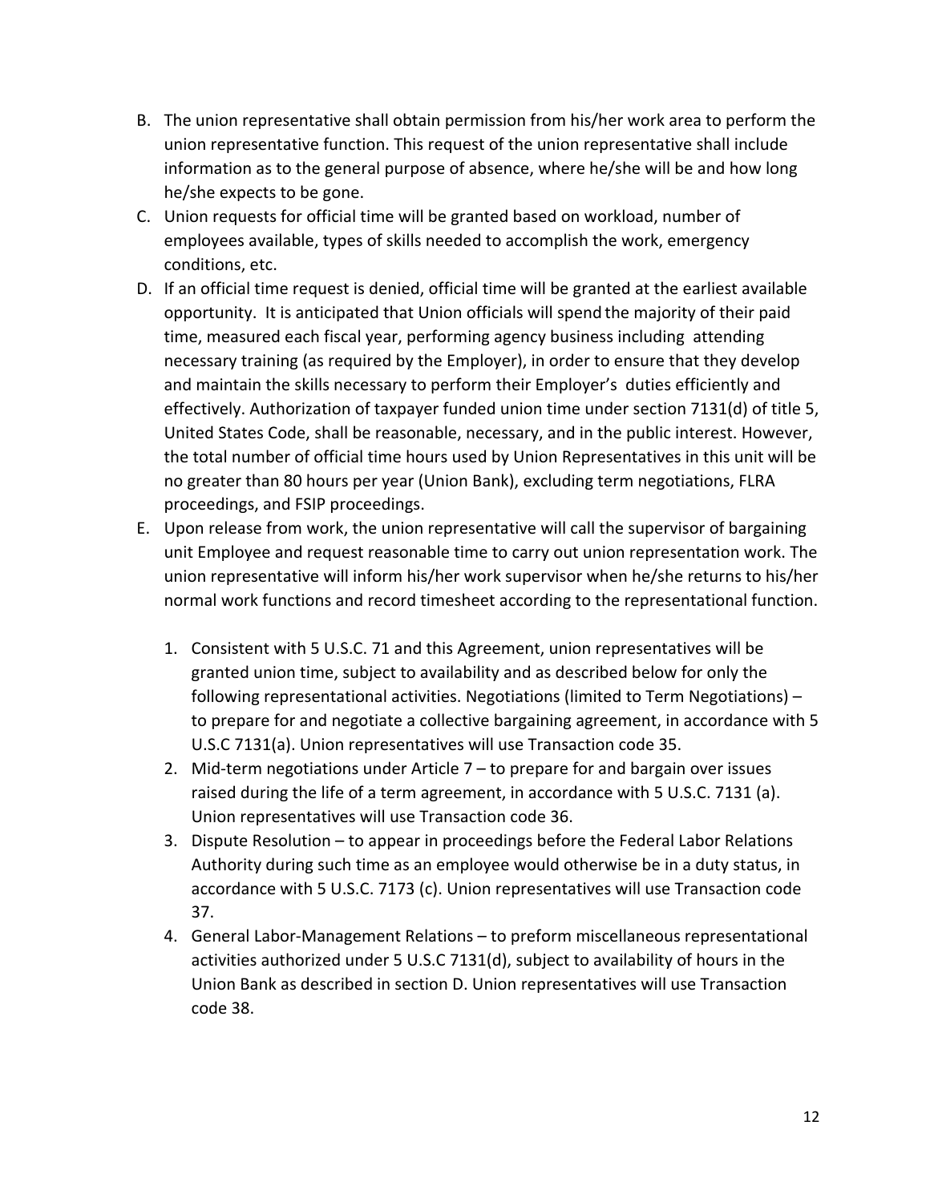B. The union representative shall obtain permission from his/her work area to perform the union representative function. This request of the union representative shall include information as to the general purpose of absence, where he/she will be and how long he/she expects to be gone.

C. Union requests for official time will be granted based on workload, number of employees available, types of skills needed to accomplish the work, emergency conditions, etc.

D. If an official time request is denied, official time will be granted at the earliest available opportunity. It is anticipated that Union officials will spend the majority of their paid time, measured each fiscal year, performing agency business including attending necessary training (as required by the Employer), in order to ensure that they develop and maintain the skills necessary to perform their Employer's duties efficiently and effectively. Authorization of taxpayer funded union time under section 7131(d) of title 5, United States Code, shall be reasonable, necessary, and in the public interest. However, the total number of official time hours used by Union Representatives in this unit will be no greater than 80 hours per year (Union Bank), excluding term negotiations, FLRA proceedings, and FSIP proceedings.

E. Upon release from work, the union representative will call the supervisor of bargaining unit Employee and request reasonable time to carry out union representation work. The union representative will inform his/her work supervisor when he/she returns to his/her normal work functions and record timesheet according to the representational function.

   1. Consistent with 5 U.S.C. 71 and this Agreement, union representatives will be granted union time, subject to availability and as described below for only the following representational activities. Negotiations (limited to Term Negotiations) – to prepare for and negotiate a collective bargaining agreement, in accordance with 5 U.S.C 7131(a). Union representatives will use Transaction code 35.
   2. Mid-term negotiations under Article 7 – to prepare for and bargain over issues raised during the life of a term agreement, in accordance with 5 U.S.C. 7131 (a). Union representatives will use Transaction code 36.
   3. Dispute Resolution – to appear in proceedings before the Federal Labor Relations Authority during such time as an employee would otherwise be in a duty status, in accordance with 5 U.S.C. 7173 (c). Union representatives will use Transaction code 37.
   4. General Labor-Management Relations – to preform miscellaneous representational activities authorized under 5 U.S.C 7131(d), subject to availability of hours in the Union Bank as described in section D. Union representatives will use Transaction code 38.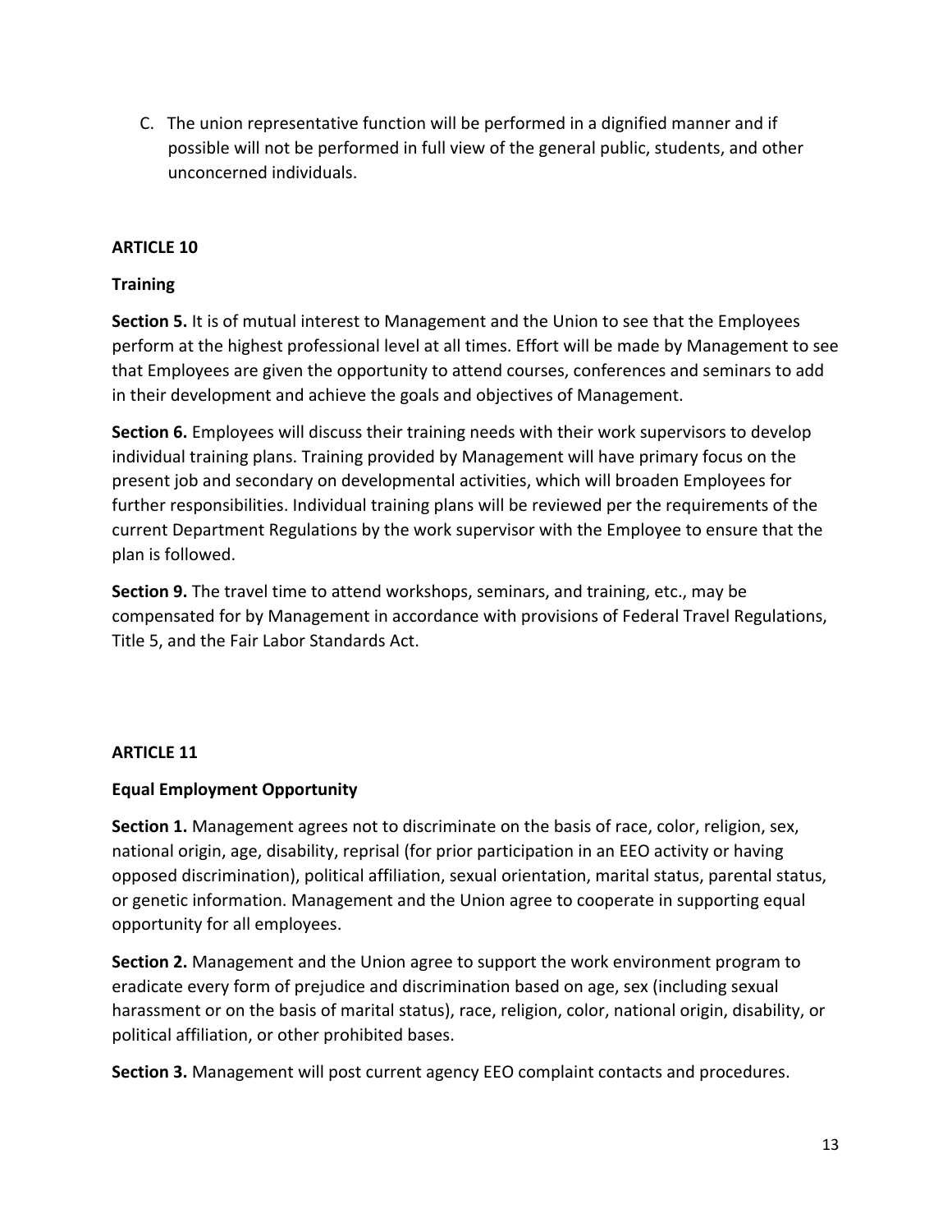C. The union representative function will be performed in a dignified manner and if possible will not be performed in full view of the general public, students, and other unconcerned individuals.

**ARTICLE 10**

**Training**

**Section 5.** It is of mutual interest to Management and the Union to see that the Employees perform at the highest professional level at all times. Effort will be made by Management to see that Employees are given the opportunity to attend courses, conferences and seminars to add in their development and achieve the goals and objectives of Management.

**Section 6.** Employees will discuss their training needs with their work supervisors to develop individual training plans. Training provided by Management will have primary focus on the present job and secondary on developmental activities, which will broaden Employees for further responsibilities. Individual training plans will be reviewed per the requirements of the current Department Regulations by the work supervisor with the Employee to ensure that the plan is followed.

**Section 9.** The travel time to attend workshops, seminars, and training, etc., may be compensated for by Management in accordance with provisions of Federal Travel Regulations, Title 5, and the Fair Labor Standards Act.

**ARTICLE 11**

**Equal Employment Opportunity**

**Section 1.** Management agrees not to discriminate on the basis of race, color, religion, sex, national origin, age, disability, reprisal (for prior participation in an EEO activity or having opposed discrimination), political affiliation, sexual orientation, marital status, parental status, or genetic information. Management and the Union agree to cooperate in supporting equal opportunity for all employees.

**Section 2.** Management and the Union agree to support the work environment program to eradicate every form of prejudice and discrimination based on age, sex (including sexual harassment or on the basis of marital status), race, religion, color, national origin, disability, or political affiliation, or other prohibited bases.

**Section 3.** Management will post current agency EEO complaint contacts and procedures.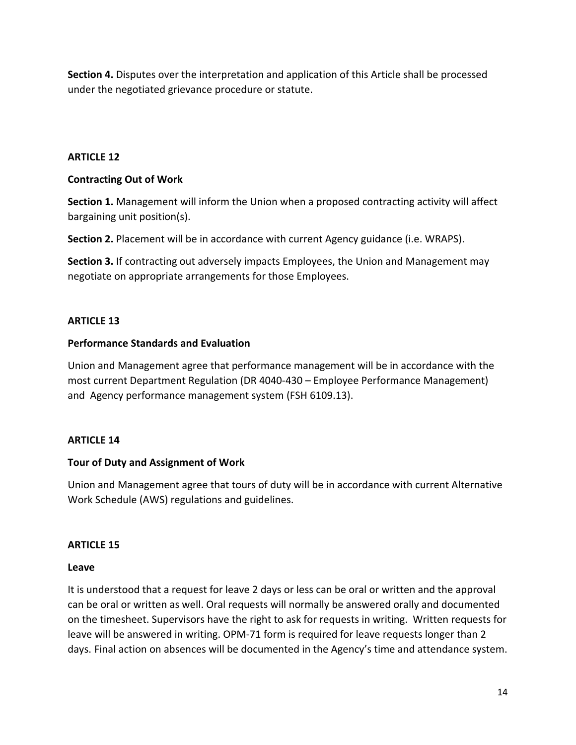**Section 4.** Disputes over the interpretation and application of this Article shall be processed under the negotiated grievance procedure or statute.

## ARTICLE 12

### Contracting Out of Work

**Section 1.** Management will inform the Union when a proposed contracting activity will affect bargaining unit position(s).

**Section 2.** Placement will be in accordance with current Agency guidance (i.e. WRAPS).

**Section 3.** If contracting out adversely impacts Employees, the Union and Management may negotiate on appropriate arrangements for those Employees.

## ARTICLE 13

### Performance Standards and Evaluation

Union and Management agree that performance management will be in accordance with the most current Department Regulation (DR 4040-430 – Employee Performance Management) and Agency performance management system (FSH 6109.13).

## ARTICLE 14

### Tour of Duty and Assignment of Work

Union and Management agree that tours of duty will be in accordance with current Alternative Work Schedule (AWS) regulations and guidelines.

## ARTICLE 15

### Leave

It is understood that a request for leave 2 days or less can be oral or written and the approval can be oral or written as well. Oral requests will normally be answered orally and documented on the timesheet. Supervisors have the right to ask for requests in writing. Written requests for leave will be answered in writing. OPM-71 form is required for leave requests longer than 2 days. Final action on absences will be documented in the Agency's time and attendance system.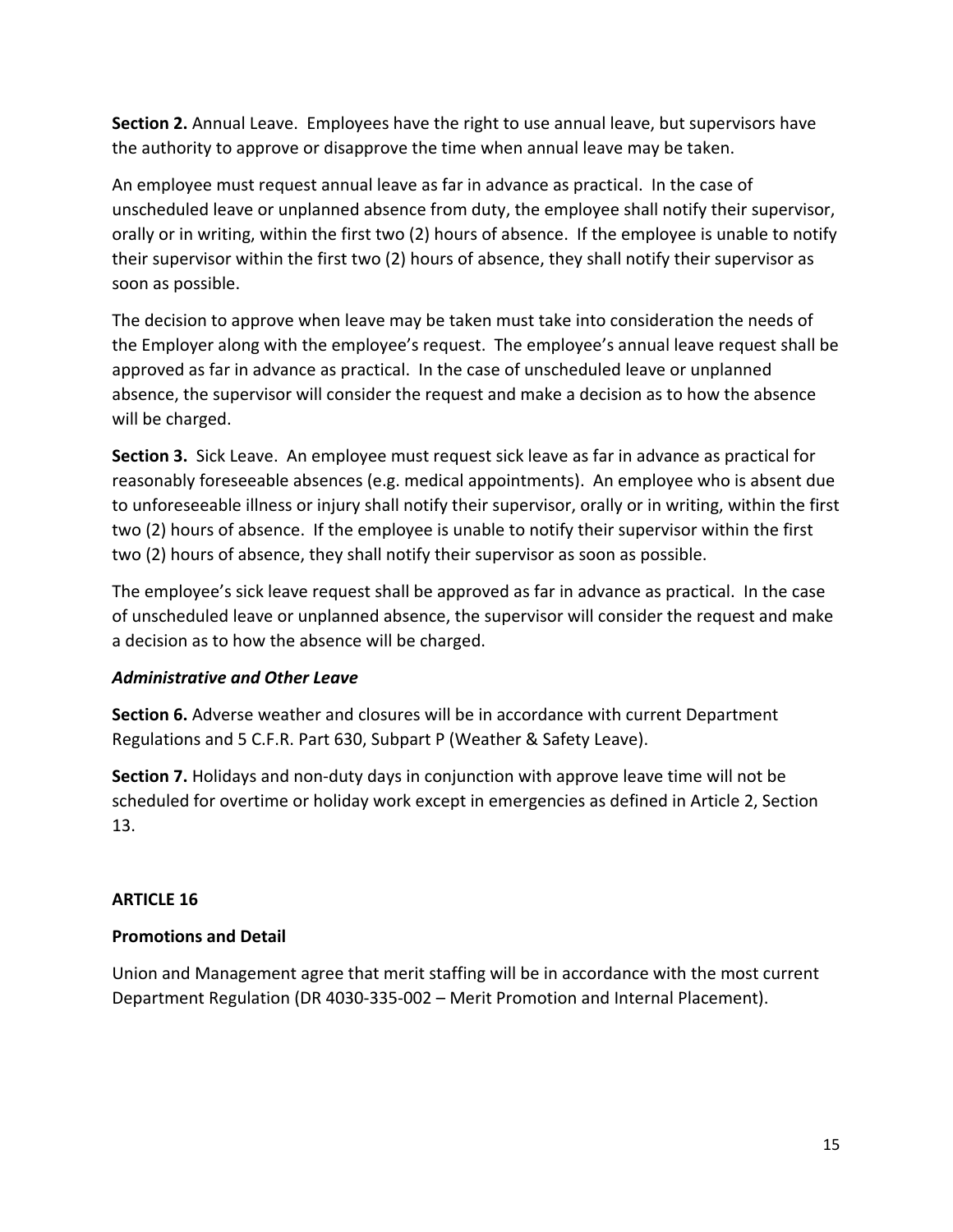**Section 2.** Annual Leave. Employees have the right to use annual leave, but supervisors have the authority to approve or disapprove the time when annual leave may be taken.

An employee must request annual leave as far in advance as practical. In the case of unscheduled leave or unplanned absence from duty, the employee shall notify their supervisor, orally or in writing, within the first two (2) hours of absence. If the employee is unable to notify their supervisor within the first two (2) hours of absence, they shall notify their supervisor as soon as possible.

The decision to approve when leave may be taken must take into consideration the needs of the Employer along with the employee's request. The employee's annual leave request shall be approved as far in advance as practical. In the case of unscheduled leave or unplanned absence, the supervisor will consider the request and make a decision as to how the absence will be charged.

**Section 3.** Sick Leave. An employee must request sick leave as far in advance as practical for reasonably foreseeable absences (e.g. medical appointments). An employee who is absent due to unforeseeable illness or injury shall notify their supervisor, orally or in writing, within the first two (2) hours of absence. If the employee is unable to notify their supervisor within the first two (2) hours of absence, they shall notify their supervisor as soon as possible.

The employee's sick leave request shall be approved as far in advance as practical. In the case of unscheduled leave or unplanned absence, the supervisor will consider the request and make a decision as to how the absence will be charged.

***Administrative and Other Leave***

**Section 6.** Adverse weather and closures will be in accordance with current Department Regulations and 5 C.F.R. Part 630, Subpart P (Weather & Safety Leave).

**Section 7.** Holidays and non-duty days in conjunction with approve leave time will not be scheduled for overtime or holiday work except in emergencies as defined in Article 2, Section 13.

## ARTICLE 16

### Promotions and Detail

Union and Management agree that merit staffing will be in accordance with the most current Department Regulation (DR 4030-335-002 – Merit Promotion and Internal Placement).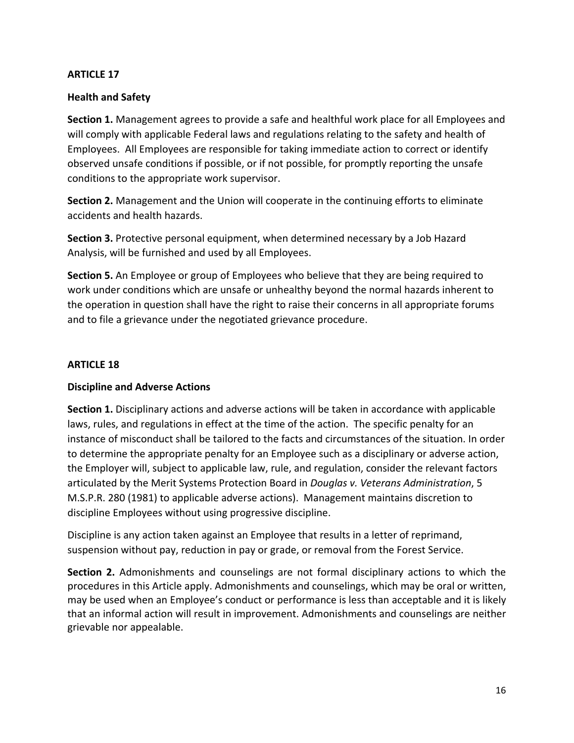## ARTICLE 17

### Health and Safety

**Section 1.** Management agrees to provide a safe and healthful work place for all Employees and will comply with applicable Federal laws and regulations relating to the safety and health of Employees. All Employees are responsible for taking immediate action to correct or identify observed unsafe conditions if possible, or if not possible, for promptly reporting the unsafe conditions to the appropriate work supervisor.

**Section 2.** Management and the Union will cooperate in the continuing efforts to eliminate accidents and health hazards.

**Section 3.** Protective personal equipment, when determined necessary by a Job Hazard Analysis, will be furnished and used by all Employees.

**Section 5.** An Employee or group of Employees who believe that they are being required to work under conditions which are unsafe or unhealthy beyond the normal hazards inherent to the operation in question shall have the right to raise their concerns in all appropriate forums and to file a grievance under the negotiated grievance procedure.

## ARTICLE 18

### Discipline and Adverse Actions

**Section 1.** Disciplinary actions and adverse actions will be taken in accordance with applicable laws, rules, and regulations in effect at the time of the action. The specific penalty for an instance of misconduct shall be tailored to the facts and circumstances of the situation. In order to determine the appropriate penalty for an Employee such as a disciplinary or adverse action, the Employer will, subject to applicable law, rule, and regulation, consider the relevant factors articulated by the Merit Systems Protection Board in *Douglas v. Veterans Administration*, 5 M.S.P.R. 280 (1981) to applicable adverse actions). Management maintains discretion to discipline Employees without using progressive discipline.

Discipline is any action taken against an Employee that results in a letter of reprimand, suspension without pay, reduction in pay or grade, or removal from the Forest Service.

**Section 2.** Admonishments and counselings are not formal disciplinary actions to which the procedures in this Article apply. Admonishments and counselings, which may be oral or written, may be used when an Employee's conduct or performance is less than acceptable and it is likely that an informal action will result in improvement. Admonishments and counselings are neither grievable nor appealable.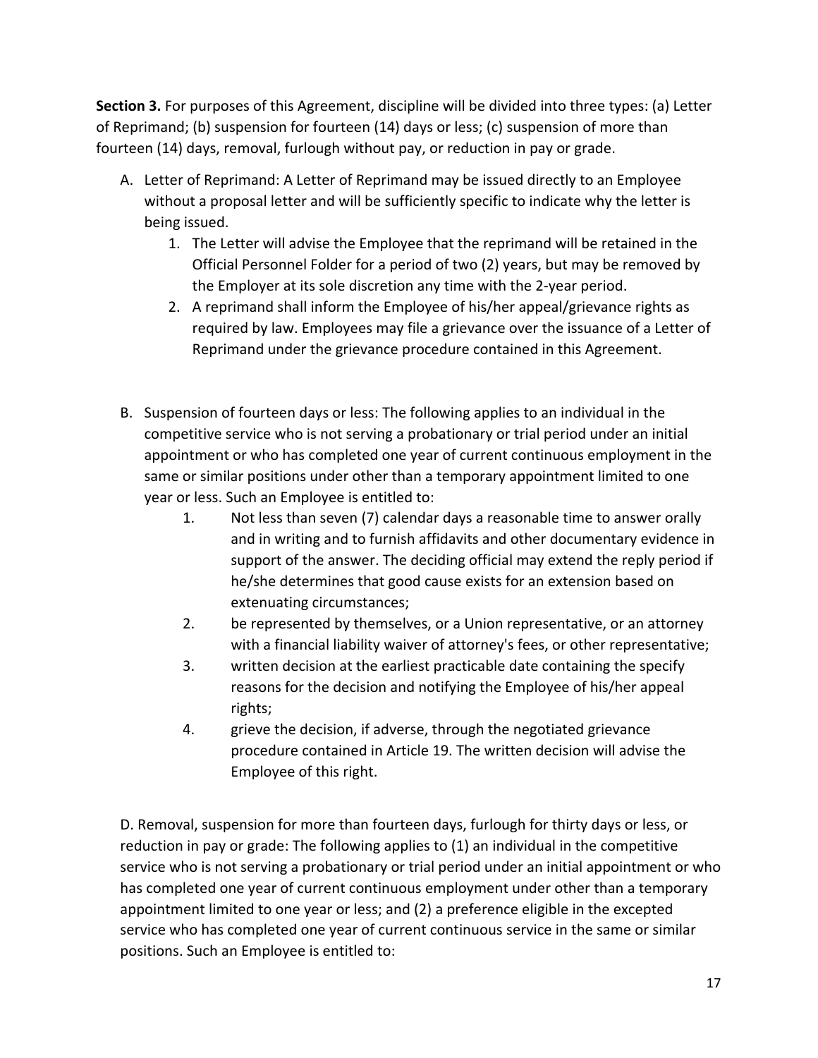**Section 3.** For purposes of this Agreement, discipline will be divided into three types: (a) Letter of Reprimand; (b) suspension for fourteen (14) days or less; (c) suspension of more than fourteen (14) days, removal, furlough without pay, or reduction in pay or grade.

A. Letter of Reprimand: A Letter of Reprimand may be issued directly to an Employee without a proposal letter and will be sufficiently specific to indicate why the letter is being issued.
   1. The Letter will advise the Employee that the reprimand will be retained in the Official Personnel Folder for a period of two (2) years, but may be removed by the Employer at its sole discretion any time with the 2-year period.
   2. A reprimand shall inform the Employee of his/her appeal/grievance rights as required by law. Employees may file a grievance over the issuance of a Letter of Reprimand under the grievance procedure contained in this Agreement.

B. Suspension of fourteen days or less: The following applies to an individual in the competitive service who is not serving a probationary or trial period under an initial appointment or who has completed one year of current continuous employment in the same or similar positions under other than a temporary appointment limited to one year or less. Such an Employee is entitled to:
   1. Not less than seven (7) calendar days a reasonable time to answer orally and in writing and to furnish affidavits and other documentary evidence in support of the answer. The deciding official may extend the reply period if he/she determines that good cause exists for an extension based on extenuating circumstances;
   2. be represented by themselves, or a Union representative, or an attorney with a financial liability waiver of attorney's fees, or other representative;
   3. written decision at the earliest practicable date containing the specify reasons for the decision and notifying the Employee of his/her appeal rights;
   4. grieve the decision, if adverse, through the negotiated grievance procedure contained in Article 19. The written decision will advise the Employee of this right.

D. Removal, suspension for more than fourteen days, furlough for thirty days or less, or reduction in pay or grade: The following applies to (1) an individual in the competitive service who is not serving a probationary or trial period under an initial appointment or who has completed one year of current continuous employment under other than a temporary appointment limited to one year or less; and (2) a preference eligible in the excepted service who has completed one year of current continuous service in the same or similar positions. Such an Employee is entitled to: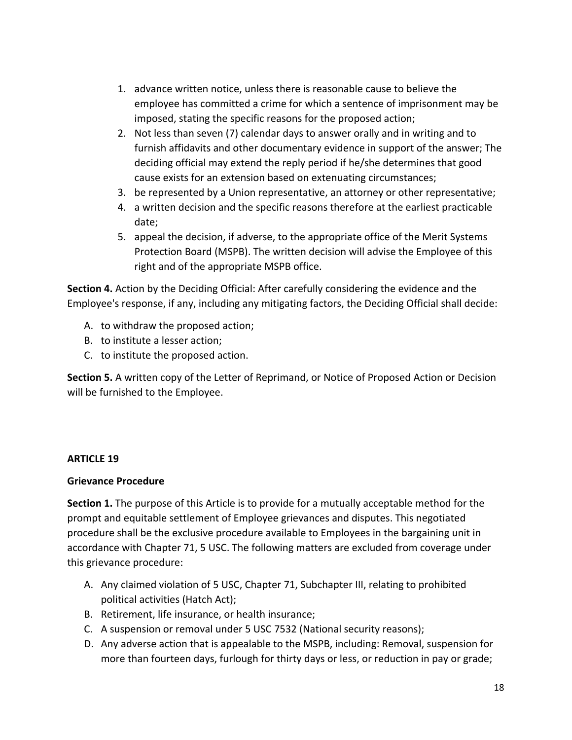1. advance written notice, unless there is reasonable cause to believe the employee has committed a crime for which a sentence of imprisonment may be imposed, stating the specific reasons for the proposed action;
2. Not less than seven (7) calendar days to answer orally and in writing and to furnish affidavits and other documentary evidence in support of the answer; The deciding official may extend the reply period if he/she determines that good cause exists for an extension based on extenuating circumstances;
3. be represented by a Union representative, an attorney or other representative;
4. a written decision and the specific reasons therefore at the earliest practicable date;
5. appeal the decision, if adverse, to the appropriate office of the Merit Systems Protection Board (MSPB). The written decision will advise the Employee of this right and of the appropriate MSPB office.

**Section 4.** Action by the Deciding Official: After carefully considering the evidence and the Employee's response, if any, including any mitigating factors, the Deciding Official shall decide:

A. to withdraw the proposed action;
B. to institute a lesser action;
C. to institute the proposed action.

**Section 5.** A written copy of the Letter of Reprimand, or Notice of Proposed Action or Decision will be furnished to the Employee.

## ARTICLE 19

### Grievance Procedure

**Section 1.** The purpose of this Article is to provide for a mutually acceptable method for the prompt and equitable settlement of Employee grievances and disputes. This negotiated procedure shall be the exclusive procedure available to Employees in the bargaining unit in accordance with Chapter 71, 5 USC. The following matters are excluded from coverage under this grievance procedure:

A. Any claimed violation of 5 USC, Chapter 71, Subchapter III, relating to prohibited political activities (Hatch Act);
B. Retirement, life insurance, or health insurance;
C. A suspension or removal under 5 USC 7532 (National security reasons);
D. Any adverse action that is appealable to the MSPB, including: Removal, suspension for more than fourteen days, furlough for thirty days or less, or reduction in pay or grade;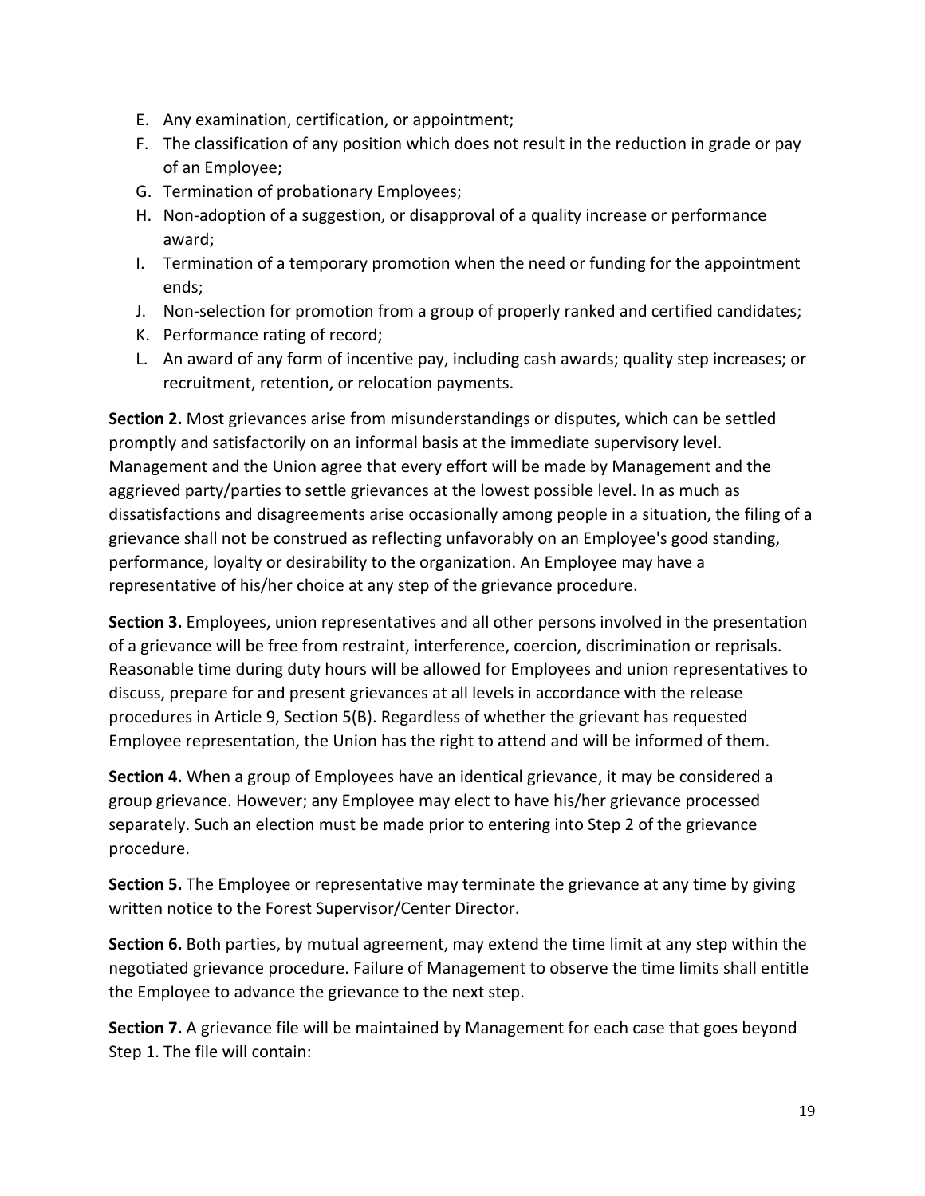E. Any examination, certification, or appointment;
F. The classification of any position which does not result in the reduction in grade or pay of an Employee;
G. Termination of probationary Employees;
H. Non-adoption of a suggestion, or disapproval of a quality increase or performance award;
I. Termination of a temporary promotion when the need or funding for the appointment ends;
J. Non-selection for promotion from a group of properly ranked and certified candidates;
K. Performance rating of record;
L. An award of any form of incentive pay, including cash awards; quality step increases; or recruitment, retention, or relocation payments.

**Section 2.** Most grievances arise from misunderstandings or disputes, which can be settled promptly and satisfactorily on an informal basis at the immediate supervisory level. Management and the Union agree that every effort will be made by Management and the aggrieved party/parties to settle grievances at the lowest possible level. In as much as dissatisfactions and disagreements arise occasionally among people in a situation, the filing of a grievance shall not be construed as reflecting unfavorably on an Employee's good standing, performance, loyalty or desirability to the organization. An Employee may have a representative of his/her choice at any step of the grievance procedure.

**Section 3.** Employees, union representatives and all other persons involved in the presentation of a grievance will be free from restraint, interference, coercion, discrimination or reprisals. Reasonable time during duty hours will be allowed for Employees and union representatives to discuss, prepare for and present grievances at all levels in accordance with the release procedures in Article 9, Section 5(B). Regardless of whether the grievant has requested Employee representation, the Union has the right to attend and will be informed of them.

**Section 4.** When a group of Employees have an identical grievance, it may be considered a group grievance. However; any Employee may elect to have his/her grievance processed separately. Such an election must be made prior to entering into Step 2 of the grievance procedure.

**Section 5.** The Employee or representative may terminate the grievance at any time by giving written notice to the Forest Supervisor/Center Director.

**Section 6.** Both parties, by mutual agreement, may extend the time limit at any step within the negotiated grievance procedure. Failure of Management to observe the time limits shall entitle the Employee to advance the grievance to the next step.

**Section 7.** A grievance file will be maintained by Management for each case that goes beyond Step 1. The file will contain: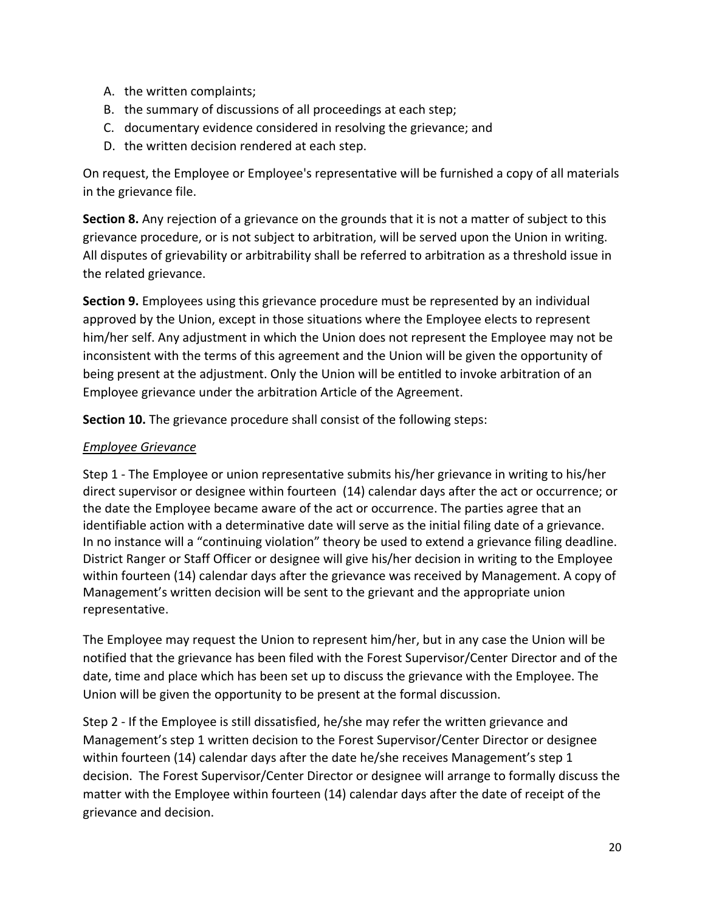A. the written complaints;
B. the summary of discussions of all proceedings at each step;
C. documentary evidence considered in resolving the grievance; and
D. the written decision rendered at each step.

On request, the Employee or Employee's representative will be furnished a copy of all materials in the grievance file.

**Section 8.** Any rejection of a grievance on the grounds that it is not a matter of subject to this grievance procedure, or is not subject to arbitration, will be served upon the Union in writing. All disputes of grievability or arbitrability shall be referred to arbitration as a threshold issue in the related grievance.

**Section 9.** Employees using this grievance procedure must be represented by an individual approved by the Union, except in those situations where the Employee elects to represent him/her self. Any adjustment in which the Union does not represent the Employee may not be inconsistent with the terms of this agreement and the Union will be given the opportunity of being present at the adjustment. Only the Union will be entitled to invoke arbitration of an Employee grievance under the arbitration Article of the Agreement.

**Section 10.** The grievance procedure shall consist of the following steps:

*Employee Grievance*

Step 1 - The Employee or union representative submits his/her grievance in writing to his/her direct supervisor or designee within fourteen (14) calendar days after the act or occurrence; or the date the Employee became aware of the act or occurrence. The parties agree that an identifiable action with a determinative date will serve as the initial filing date of a grievance. In no instance will a "continuing violation" theory be used to extend a grievance filing deadline. District Ranger or Staff Officer or designee will give his/her decision in writing to the Employee within fourteen (14) calendar days after the grievance was received by Management. A copy of Management's written decision will be sent to the grievant and the appropriate union representative.

The Employee may request the Union to represent him/her, but in any case the Union will be notified that the grievance has been filed with the Forest Supervisor/Center Director and of the date, time and place which has been set up to discuss the grievance with the Employee. The Union will be given the opportunity to be present at the formal discussion.

Step 2 - If the Employee is still dissatisfied, he/she may refer the written grievance and Management's step 1 written decision to the Forest Supervisor/Center Director or designee within fourteen (14) calendar days after the date he/she receives Management's step 1 decision. The Forest Supervisor/Center Director or designee will arrange to formally discuss the matter with the Employee within fourteen (14) calendar days after the date of receipt of the grievance and decision.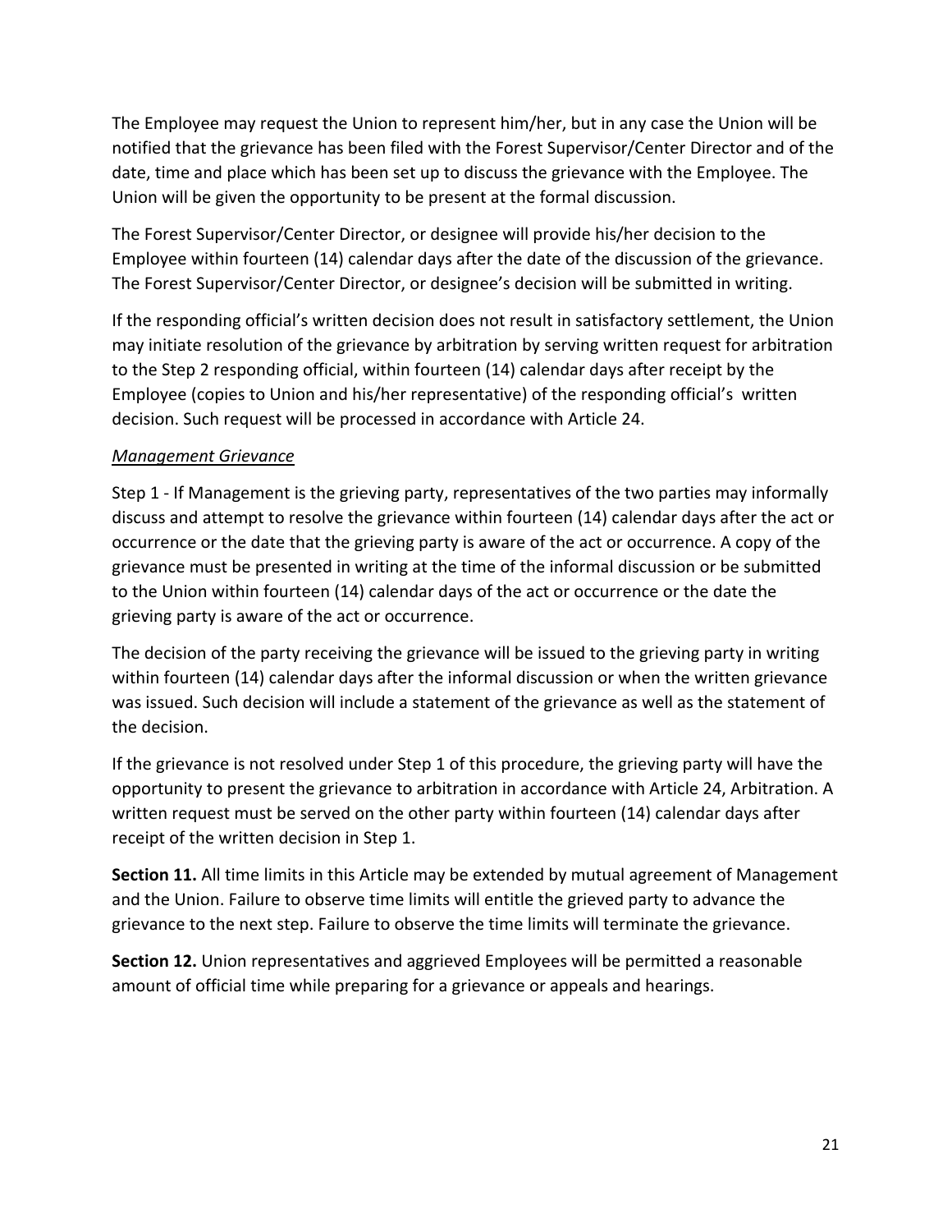The Employee may request the Union to represent him/her, but in any case the Union will be notified that the grievance has been filed with the Forest Supervisor/Center Director and of the date, time and place which has been set up to discuss the grievance with the Employee. The Union will be given the opportunity to be present at the formal discussion.

The Forest Supervisor/Center Director, or designee will provide his/her decision to the Employee within fourteen (14) calendar days after the date of the discussion of the grievance. The Forest Supervisor/Center Director, or designee's decision will be submitted in writing.

If the responding official's written decision does not result in satisfactory settlement, the Union may initiate resolution of the grievance by arbitration by serving written request for arbitration to the Step 2 responding official, within fourteen (14) calendar days after receipt by the Employee (copies to Union and his/her representative) of the responding official's written decision. Such request will be processed in accordance with Article 24.

*Management Grievance*

Step 1 - If Management is the grieving party, representatives of the two parties may informally discuss and attempt to resolve the grievance within fourteen (14) calendar days after the act or occurrence or the date that the grieving party is aware of the act or occurrence. A copy of the grievance must be presented in writing at the time of the informal discussion or be submitted to the Union within fourteen (14) calendar days of the act or occurrence or the date the grieving party is aware of the act or occurrence.

The decision of the party receiving the grievance will be issued to the grieving party in writing within fourteen (14) calendar days after the informal discussion or when the written grievance was issued. Such decision will include a statement of the grievance as well as the statement of the decision.

If the grievance is not resolved under Step 1 of this procedure, the grieving party will have the opportunity to present the grievance to arbitration in accordance with Article 24, Arbitration. A written request must be served on the other party within fourteen (14) calendar days after receipt of the written decision in Step 1.

**Section 11.** All time limits in this Article may be extended by mutual agreement of Management and the Union. Failure to observe time limits will entitle the grieved party to advance the grievance to the next step. Failure to observe the time limits will terminate the grievance.

**Section 12.** Union representatives and aggrieved Employees will be permitted a reasonable amount of official time while preparing for a grievance or appeals and hearings.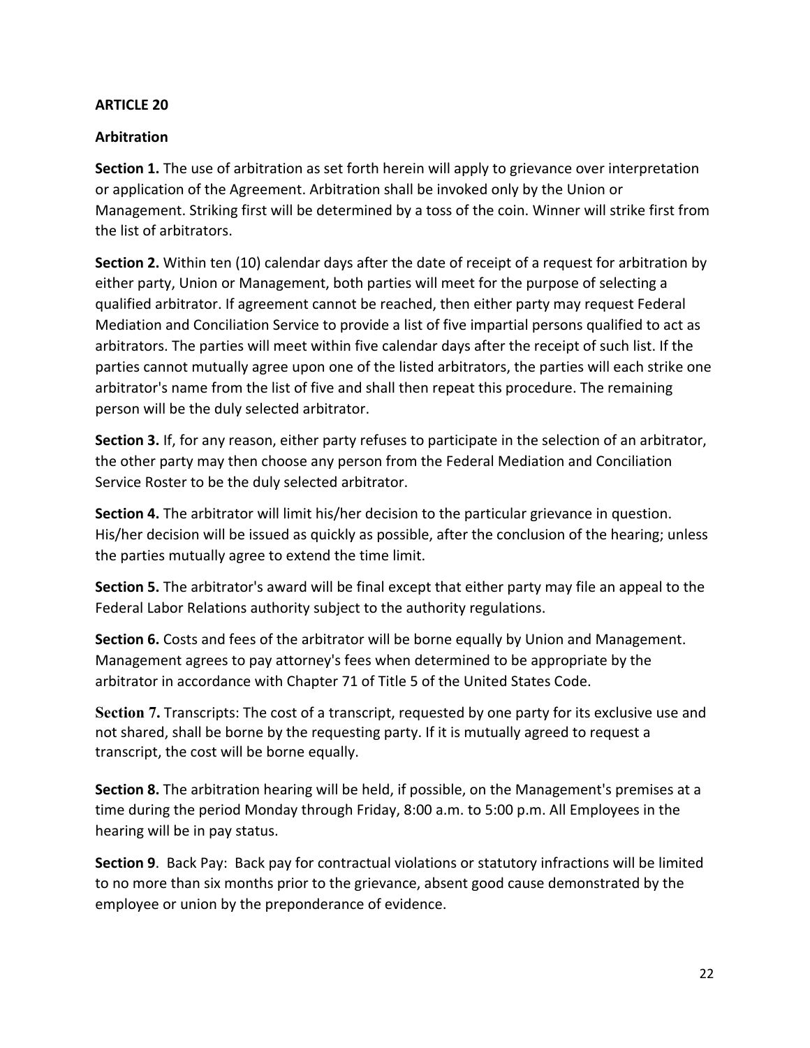## ARTICLE 20

### Arbitration

**Section 1.** The use of arbitration as set forth herein will apply to grievance over interpretation or application of the Agreement. Arbitration shall be invoked only by the Union or Management. Striking first will be determined by a toss of the coin. Winner will strike first from the list of arbitrators.

**Section 2.** Within ten (10) calendar days after the date of receipt of a request for arbitration by either party, Union or Management, both parties will meet for the purpose of selecting a qualified arbitrator. If agreement cannot be reached, then either party may request Federal Mediation and Conciliation Service to provide a list of five impartial persons qualified to act as arbitrators. The parties will meet within five calendar days after the receipt of such list. If the parties cannot mutually agree upon one of the listed arbitrators, the parties will each strike one arbitrator's name from the list of five and shall then repeat this procedure. The remaining person will be the duly selected arbitrator.

**Section 3.** If, for any reason, either party refuses to participate in the selection of an arbitrator, the other party may then choose any person from the Federal Mediation and Conciliation Service Roster to be the duly selected arbitrator.

**Section 4.** The arbitrator will limit his/her decision to the particular grievance in question. His/her decision will be issued as quickly as possible, after the conclusion of the hearing; unless the parties mutually agree to extend the time limit.

**Section 5.** The arbitrator's award will be final except that either party may file an appeal to the Federal Labor Relations authority subject to the authority regulations.

**Section 6.** Costs and fees of the arbitrator will be borne equally by Union and Management. Management agrees to pay attorney's fees when determined to be appropriate by the arbitrator in accordance with Chapter 71 of Title 5 of the United States Code.

**Section 7.** Transcripts: The cost of a transcript, requested by one party for its exclusive use and not shared, shall be borne by the requesting party. If it is mutually agreed to request a transcript, the cost will be borne equally.

**Section 8.** The arbitration hearing will be held, if possible, on the Management's premises at a time during the period Monday through Friday, 8:00 a.m. to 5:00 p.m. All Employees in the hearing will be in pay status.

**Section 9**. Back Pay: Back pay for contractual violations or statutory infractions will be limited to no more than six months prior to the grievance, absent good cause demonstrated by the employee or union by the preponderance of evidence.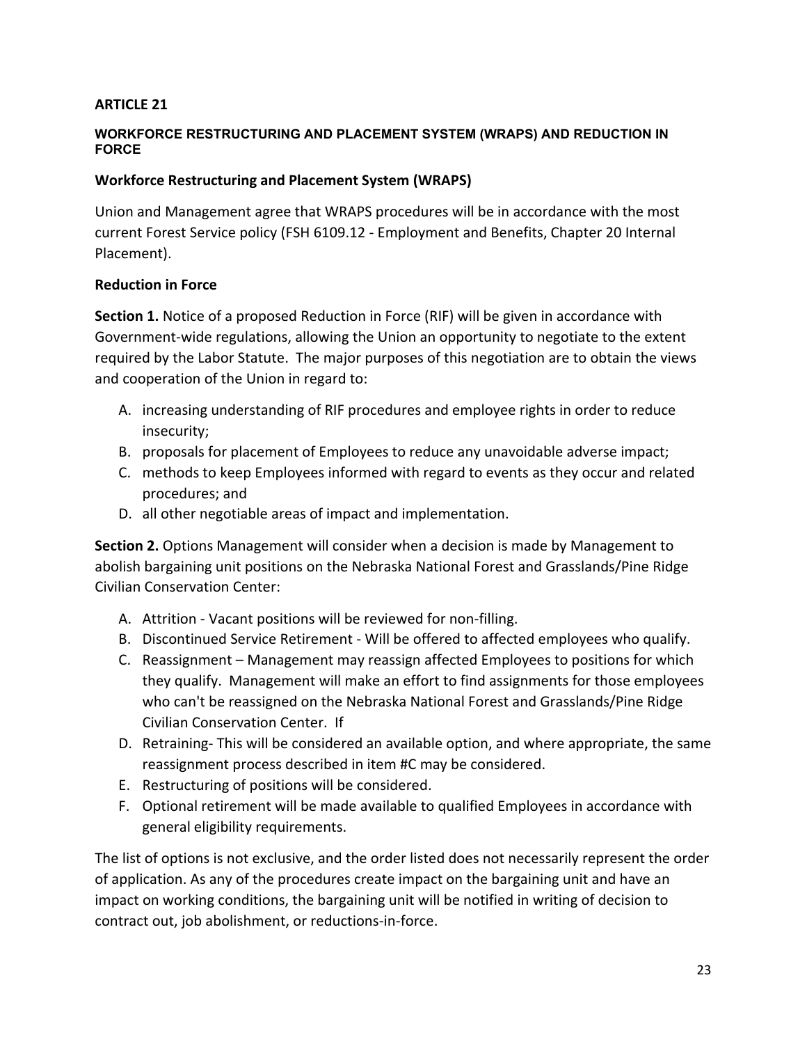## ARTICLE 21

### WORKFORCE RESTRUCTURING AND PLACEMENT SYSTEM (WRAPS) AND REDUCTION IN FORCE

**Workforce Restructuring and Placement System (WRAPS)**

Union and Management agree that WRAPS procedures will be in accordance with the most current Forest Service policy (FSH 6109.12 - Employment and Benefits, Chapter 20 Internal Placement).

**Reduction in Force**

**Section 1.** Notice of a proposed Reduction in Force (RIF) will be given in accordance with Government-wide regulations, allowing the Union an opportunity to negotiate to the extent required by the Labor Statute. The major purposes of this negotiation are to obtain the views and cooperation of the Union in regard to:

A. increasing understanding of RIF procedures and employee rights in order to reduce insecurity;
B. proposals for placement of Employees to reduce any unavoidable adverse impact;
C. methods to keep Employees informed with regard to events as they occur and related procedures; and
D. all other negotiable areas of impact and implementation.

**Section 2.** Options Management will consider when a decision is made by Management to abolish bargaining unit positions on the Nebraska National Forest and Grasslands/Pine Ridge Civilian Conservation Center:

A. Attrition - Vacant positions will be reviewed for non-filling.
B. Discontinued Service Retirement - Will be offered to affected employees who qualify.
C. Reassignment – Management may reassign affected Employees to positions for which they qualify. Management will make an effort to find assignments for those employees who can't be reassigned on the Nebraska National Forest and Grasslands/Pine Ridge Civilian Conservation Center. If
D. Retraining- This will be considered an available option, and where appropriate, the same reassignment process described in item #C may be considered.
E. Restructuring of positions will be considered.
F. Optional retirement will be made available to qualified Employees in accordance with general eligibility requirements.

The list of options is not exclusive, and the order listed does not necessarily represent the order of application. As any of the procedures create impact on the bargaining unit and have an impact on working conditions, the bargaining unit will be notified in writing of decision to contract out, job abolishment, or reductions-in-force.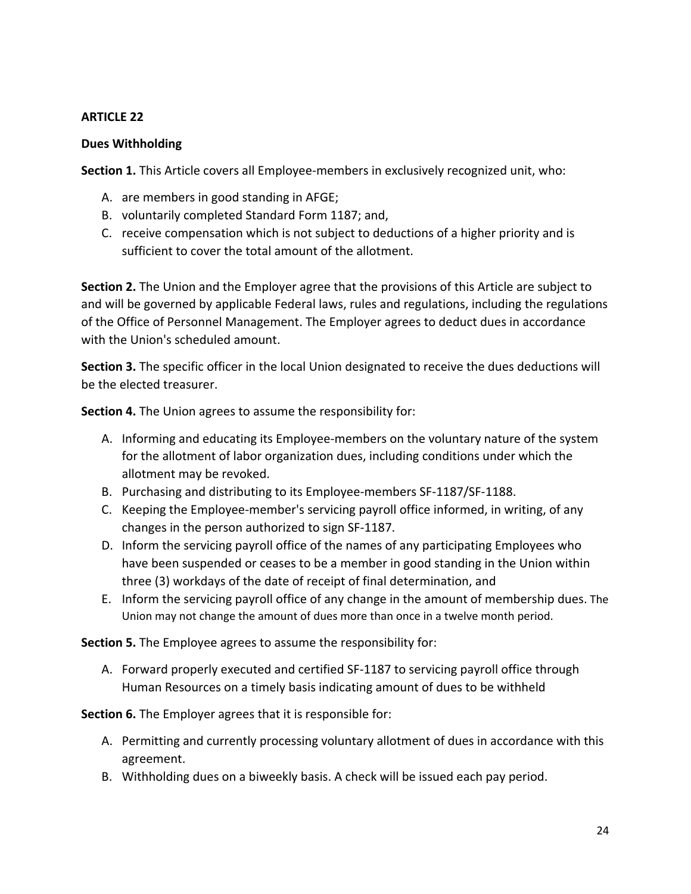**ARTICLE 22**

**Dues Withholding**

**Section 1.** This Article covers all Employee-members in exclusively recognized unit, who:

A. are members in good standing in AFGE;
B. voluntarily completed Standard Form 1187; and,
C. receive compensation which is not subject to deductions of a higher priority and is sufficient to cover the total amount of the allotment.

**Section 2.** The Union and the Employer agree that the provisions of this Article are subject to and will be governed by applicable Federal laws, rules and regulations, including the regulations of the Office of Personnel Management. The Employer agrees to deduct dues in accordance with the Union's scheduled amount.

**Section 3.** The specific officer in the local Union designated to receive the dues deductions will be the elected treasurer.

**Section 4.** The Union agrees to assume the responsibility for:

A. Informing and educating its Employee-members on the voluntary nature of the system for the allotment of labor organization dues, including conditions under which the allotment may be revoked.
B. Purchasing and distributing to its Employee-members SF-1187/SF-1188.
C. Keeping the Employee-member's servicing payroll office informed, in writing, of any changes in the person authorized to sign SF-1187.
D. Inform the servicing payroll office of the names of any participating Employees who have been suspended or ceases to be a member in good standing in the Union within three (3) workdays of the date of receipt of final determination, and
E. Inform the servicing payroll office of any change in the amount of membership dues. The Union may not change the amount of dues more than once in a twelve month period.

**Section 5.** The Employee agrees to assume the responsibility for:

A. Forward properly executed and certified SF-1187 to servicing payroll office through Human Resources on a timely basis indicating amount of dues to be withheld

**Section 6.** The Employer agrees that it is responsible for:

A. Permitting and currently processing voluntary allotment of dues in accordance with this agreement.
B. Withholding dues on a biweekly basis. A check will be issued each pay period.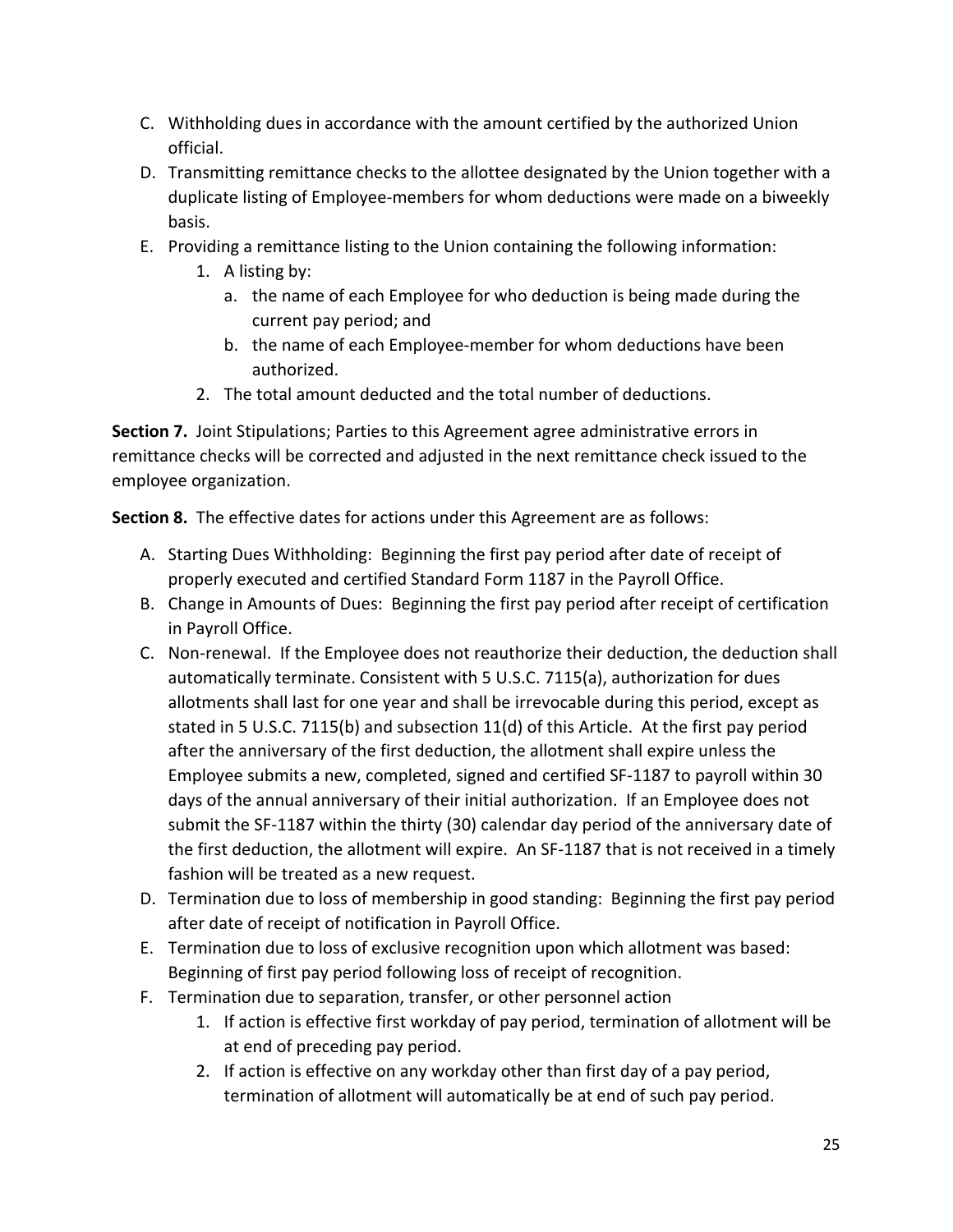C. Withholding dues in accordance with the amount certified by the authorized Union official.
D. Transmitting remittance checks to the allottee designated by the Union together with a duplicate listing of Employee-members for whom deductions were made on a biweekly basis.
E. Providing a remittance listing to the Union containing the following information:
    1. A listing by:
        a. the name of each Employee for who deduction is being made during the current pay period; and
        b. the name of each Employee-member for whom deductions have been authorized.
    2. The total amount deducted and the total number of deductions.

**Section 7.** Joint Stipulations; Parties to this Agreement agree administrative errors in remittance checks will be corrected and adjusted in the next remittance check issued to the employee organization.

**Section 8.** The effective dates for actions under this Agreement are as follows:

A. Starting Dues Withholding: Beginning the first pay period after date of receipt of properly executed and certified Standard Form 1187 in the Payroll Office.
B. Change in Amounts of Dues: Beginning the first pay period after receipt of certification in Payroll Office.
C. Non-renewal. If the Employee does not reauthorize their deduction, the deduction shall automatically terminate. Consistent with 5 U.S.C. 7115(a), authorization for dues allotments shall last for one year and shall be irrevocable during this period, except as stated in 5 U.S.C. 7115(b) and subsection 11(d) of this Article. At the first pay period after the anniversary of the first deduction, the allotment shall expire unless the Employee submits a new, completed, signed and certified SF-1187 to payroll within 30 days of the annual anniversary of their initial authorization. If an Employee does not submit the SF-1187 within the thirty (30) calendar day period of the anniversary date of the first deduction, the allotment will expire. An SF-1187 that is not received in a timely fashion will be treated as a new request.
D. Termination due to loss of membership in good standing: Beginning the first pay period after date of receipt of notification in Payroll Office.
E. Termination due to loss of exclusive recognition upon which allotment was based: Beginning of first pay period following loss of receipt of recognition.
F. Termination due to separation, transfer, or other personnel action
    1. If action is effective first workday of pay period, termination of allotment will be at end of preceding pay period.
    2. If action is effective on any workday other than first day of a pay period, termination of allotment will automatically be at end of such pay period.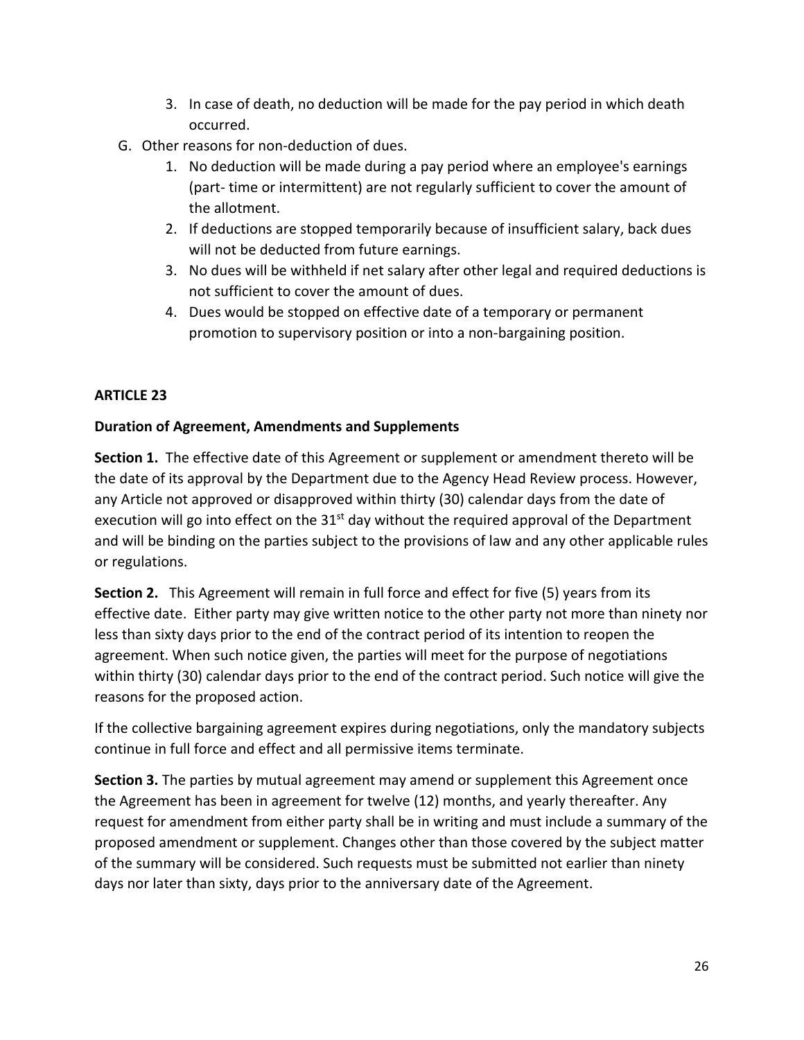3. In case of death, no deduction will be made for the pay period in which death occurred.

G. Other reasons for non-deduction of dues.

1. No deduction will be made during a pay period where an employee's earnings (part- time or intermittent) are not regularly sufficient to cover the amount of the allotment.
2. If deductions are stopped temporarily because of insufficient salary, back dues will not be deducted from future earnings.
3. No dues will be withheld if net salary after other legal and required deductions is not sufficient to cover the amount of dues.
4. Dues would be stopped on effective date of a temporary or permanent promotion to supervisory position or into a non-bargaining position.

**ARTICLE 23**

**Duration of Agreement, Amendments and Supplements**

**Section 1.** The effective date of this Agreement or supplement or amendment thereto will be the date of its approval by the Department due to the Agency Head Review process. However, any Article not approved or disapproved within thirty (30) calendar days from the date of execution will go into effect on the 31st day without the required approval of the Department and will be binding on the parties subject to the provisions of law and any other applicable rules or regulations.

**Section 2.** This Agreement will remain in full force and effect for five (5) years from its effective date. Either party may give written notice to the other party not more than ninety nor less than sixty days prior to the end of the contract period of its intention to reopen the agreement. When such notice given, the parties will meet for the purpose of negotiations within thirty (30) calendar days prior to the end of the contract period. Such notice will give the reasons for the proposed action.

If the collective bargaining agreement expires during negotiations, only the mandatory subjects continue in full force and effect and all permissive items terminate.

**Section 3.** The parties by mutual agreement may amend or supplement this Agreement once the Agreement has been in agreement for twelve (12) months, and yearly thereafter. Any request for amendment from either party shall be in writing and must include a summary of the proposed amendment or supplement. Changes other than those covered by the subject matter of the summary will be considered. Such requests must be submitted not earlier than ninety days nor later than sixty, days prior to the anniversary date of the Agreement.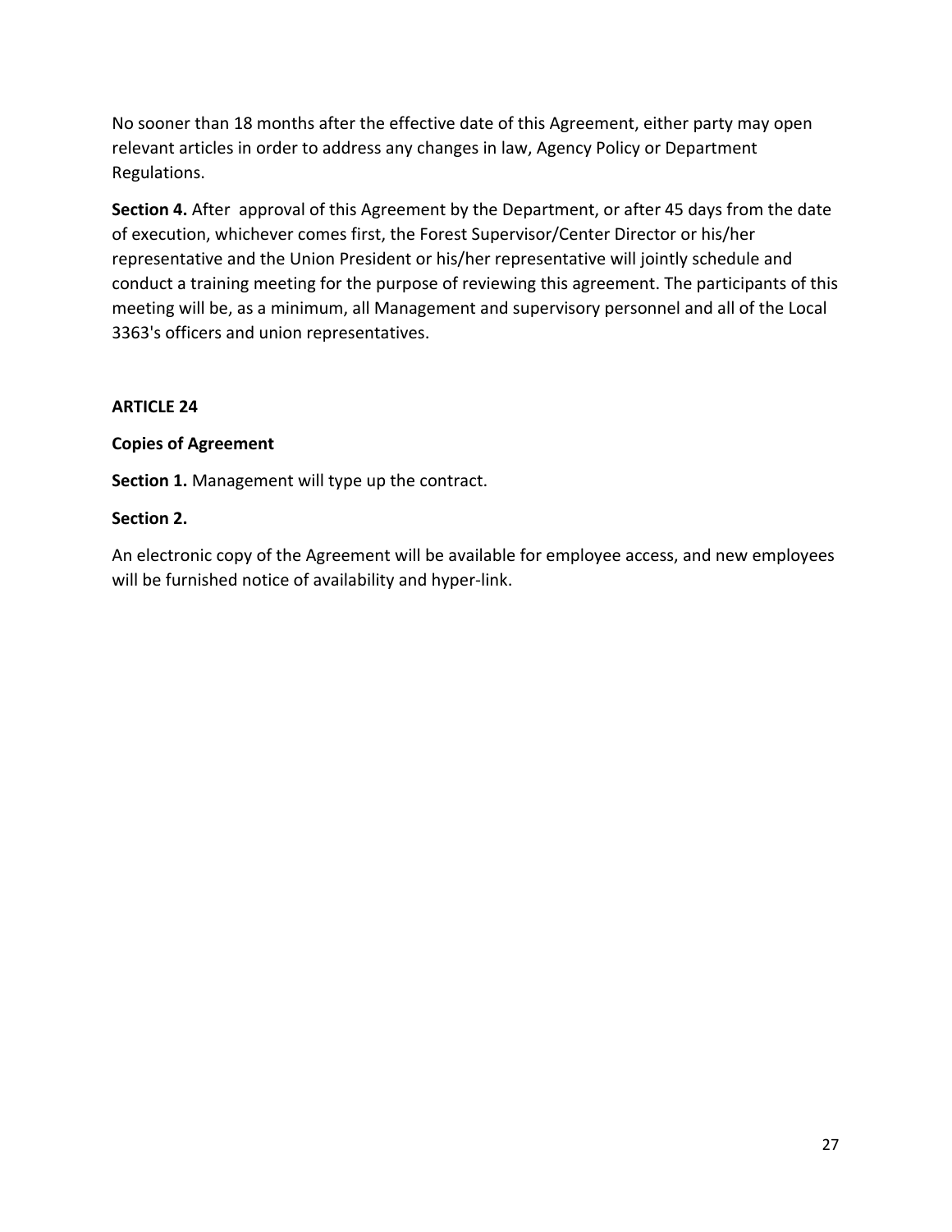No sooner than 18 months after the effective date of this Agreement, either party may open relevant articles in order to address any changes in law, Agency Policy or Department Regulations.

**Section 4.** After approval of this Agreement by the Department, or after 45 days from the date of execution, whichever comes first, the Forest Supervisor/Center Director or his/her representative and the Union President or his/her representative will jointly schedule and conduct a training meeting for the purpose of reviewing this agreement. The participants of this meeting will be, as a minimum, all Management and supervisory personnel and all of the Local 3363's officers and union representatives.

## ARTICLE 24

### Copies of Agreement

**Section 1.** Management will type up the contract.

**Section 2.**

An electronic copy of the Agreement will be available for employee access, and new employees will be furnished notice of availability and hyper-link.